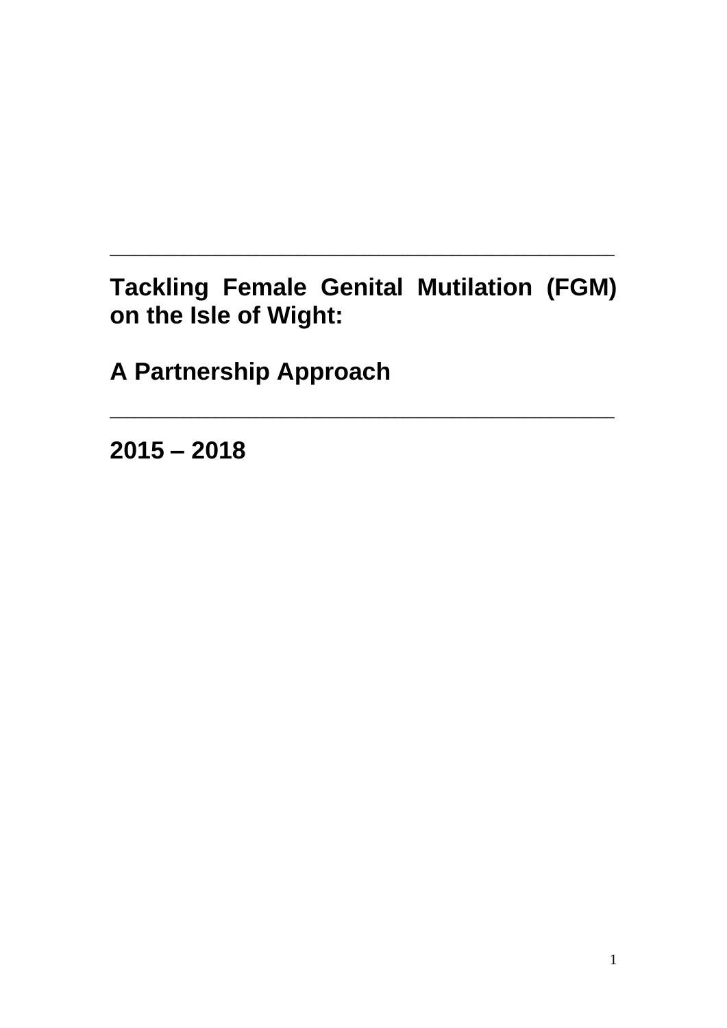# Tackling Female Genital Mutilation (FGM) on the Isle of Wight:

# A Partnership Approach

## 2015 – 2018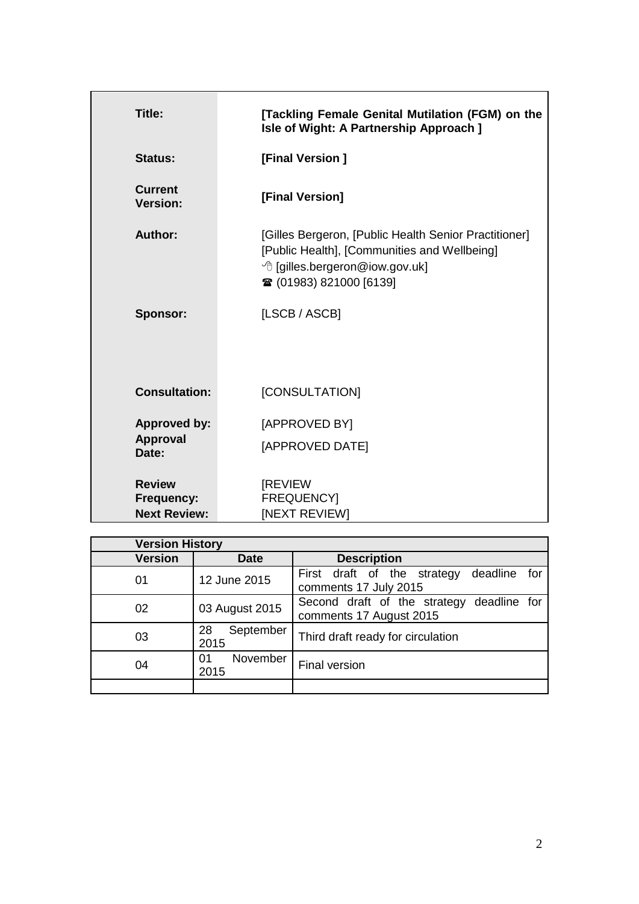| | |
|---|---|
| **Title:** | **[Tackling Female Genital Mutilation (FGM) on the Isle of Wight: A Partnership Approach ]** |
| **Status:** | **[Final Version ]** |
| **Current Version:** | **[Final Version]** |
| **Author:** | [Gilles Bergeron, [Public Health Senior Practitioner] [Public Health], [Communities and Wellbeing] 🖰 [gilles.bergeron@iow.gov.uk] ☎ (01983) 821000 [6139] |
| **Sponsor:** | [LSCB / ASCB] |
| **Consultation:** | [CONSULTATION] |
| **Approved by:** | [APPROVED BY] |
| **Approval Date:** | [APPROVED DATE] |
| **Review Frequency:** | [REVIEW FREQUENCY] |
| **Next Review:** | [NEXT REVIEW] |

| **Version History** | | |
|---|---|---|
| **Version** | **Date** | **Description** |
| 01 | 12 June 2015 | First draft of the strategy deadline for comments 17 July 2015 |
| 02 | 03 August 2015 | Second draft of the strategy deadline for comments 17 August 2015 |
| 03 | 28 September 2015 | Third draft ready for circulation |
| 04 | 01 November 2015 | Final version |
| | | |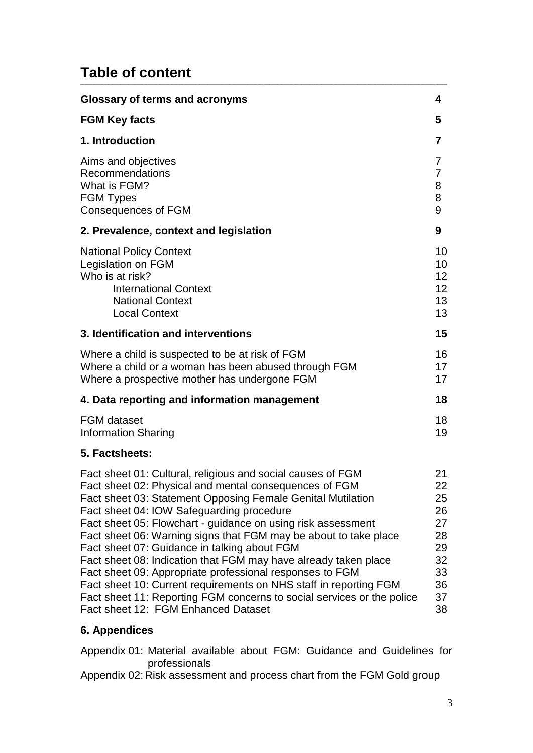## Table of content

| | |
|---|---|
| **Glossary of terms and acronyms** | **4** |
| **FGM Key facts** | **5** |
| **1. Introduction** | **7** |
| Aims and objectives | 7 |
| Recommendations | 7 |
| What is FGM? | 8 |
| FGM Types | 8 |
| Consequences of FGM | 9 |
| **2. Prevalence, context and legislation** | **9** |
| National Policy Context | 10 |
| Legislation on FGM | 10 |
| Who is at risk? | 12 |
| International Context | 12 |
| National Context | 13 |
| Local Context | 13 |
| **3. Identification and interventions** | **15** |
| Where a child is suspected to be at risk of FGM | 16 |
| Where a child or a woman has been abused through FGM | 17 |
| Where a prospective mother has undergone FGM | 17 |
| **4. Data reporting and information management** | **18** |
| FGM dataset | 18 |
| Information Sharing | 19 |
| **5. Factsheets:** | |
| Fact sheet 01: Cultural, religious and social causes of FGM | 21 |
| Fact sheet 02: Physical and mental consequences of FGM | 22 |
| Fact sheet 03: Statement Opposing Female Genital Mutilation | 25 |
| Fact sheet 04: IOW Safeguarding procedure | 26 |
| Fact sheet 05: Flowchart - guidance on using risk assessment | 27 |
| Fact sheet 06: Warning signs that FGM may be about to take place | 28 |
| Fact sheet 07: Guidance in talking about FGM | 29 |
| Fact sheet 08: Indication that FGM may have already taken place | 32 |
| Fact sheet 09: Appropriate professional responses to FGM | 33 |
| Fact sheet 10: Current requirements on NHS staff in reporting FGM | 36 |
| Fact sheet 11: Reporting FGM concerns to social services or the police | 37 |
| Fact sheet 12: FGM Enhanced Dataset | 38 |

**6. Appendices**

Appendix 01: Material available about FGM: Guidance and Guidelines for professionals

Appendix 02: Risk assessment and process chart from the FGM Gold group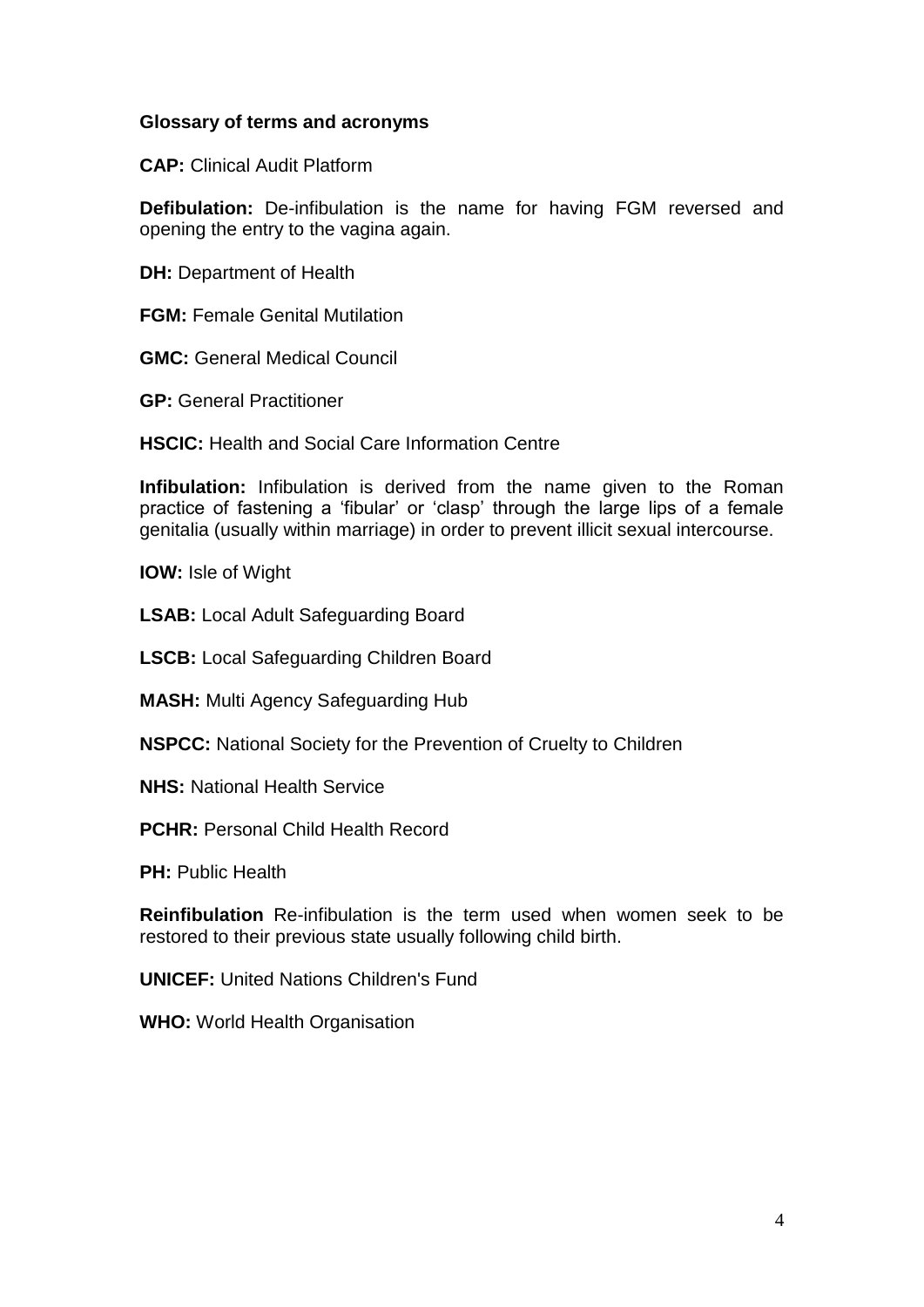**Glossary of terms and acronyms**

**CAP:** Clinical Audit Platform

**Defibulation:** De-infibulation is the name for having FGM reversed and opening the entry to the vagina again.

**DH:** Department of Health

**FGM:** Female Genital Mutilation

**GMC:** General Medical Council

**GP:** General Practitioner

**HSCIC:** Health and Social Care Information Centre

**Infibulation:** Infibulation is derived from the name given to the Roman practice of fastening a 'fibular' or 'clasp' through the large lips of a female genitalia (usually within marriage) in order to prevent illicit sexual intercourse.

**IOW:** Isle of Wight

**LSAB:** Local Adult Safeguarding Board

**LSCB:** Local Safeguarding Children Board

**MASH:** Multi Agency Safeguarding Hub

**NSPCC:** National Society for the Prevention of Cruelty to Children

**NHS:** National Health Service

**PCHR:** Personal Child Health Record

**PH:** Public Health

**Reinfibulation** Re-infibulation is the term used when women seek to be restored to their previous state usually following child birth.

**UNICEF:** United Nations Children's Fund

**WHO:** World Health Organisation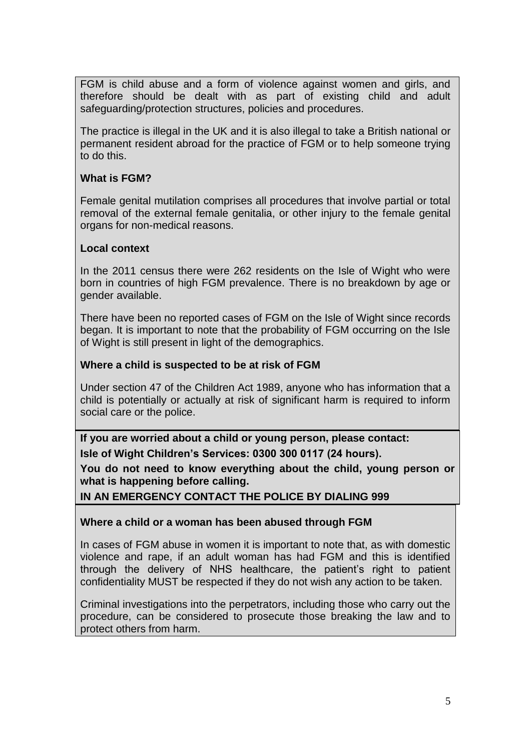FGM is child abuse and a form of violence against women and girls, and therefore should be dealt with as part of existing child and adult safeguarding/protection structures, policies and procedures.

The practice is illegal in the UK and it is also illegal to take a British national or permanent resident abroad for the practice of FGM or to help someone trying to do this.

**What is FGM?**

Female genital mutilation comprises all procedures that involve partial or total removal of the external female genitalia, or other injury to the female genital organs for non-medical reasons.

**Local context**

In the 2011 census there were 262 residents on the Isle of Wight who were born in countries of high FGM prevalence. There is no breakdown by age or gender available.

There have been no reported cases of FGM on the Isle of Wight since records began. It is important to note that the probability of FGM occurring on the Isle of Wight is still present in light of the demographics.

**Where a child is suspected to be at risk of FGM**

Under section 47 of the Children Act 1989, anyone who has information that a child is potentially or actually at risk of significant harm is required to inform social care or the police.

**If you are worried about a child or young person, please contact:**

**Isle of Wight Children's Services: 0300 300 0117 (24 hours).**

**You do not need to know everything about the child, young person or what is happening before calling.**

**IN AN EMERGENCY CONTACT THE POLICE BY DIALING 999**

**Where a child or a woman has been abused through FGM**

In cases of FGM abuse in women it is important to note that, as with domestic violence and rape, if an adult woman has had FGM and this is identified through the delivery of NHS healthcare, the patient's right to patient confidentiality MUST be respected if they do not wish any action to be taken.

Criminal investigations into the perpetrators, including those who carry out the procedure, can be considered to prosecute those breaking the law and to protect others from harm.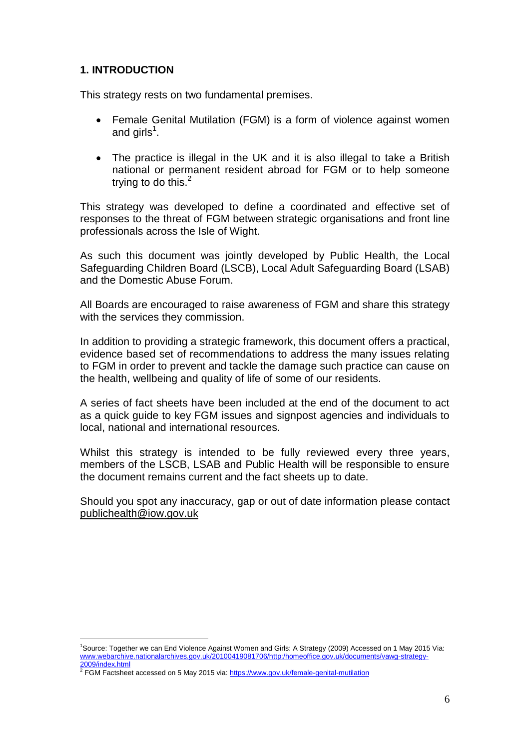## 1. INTRODUCTION

This strategy rests on two fundamental premises.

- Female Genital Mutilation (FGM) is a form of violence against women and girls[1].
- The practice is illegal in the UK and it is also illegal to take a British national or permanent resident abroad for FGM or to help someone trying to do this.[2]

This strategy was developed to define a coordinated and effective set of responses to the threat of FGM between strategic organisations and front line professionals across the Isle of Wight.

As such this document was jointly developed by Public Health, the Local Safeguarding Children Board (LSCB), Local Adult Safeguarding Board (LSAB) and the Domestic Abuse Forum.

All Boards are encouraged to raise awareness of FGM and share this strategy with the services they commission.

In addition to providing a strategic framework, this document offers a practical, evidence based set of recommendations to address the many issues relating to FGM in order to prevent and tackle the damage such practice can cause on the health, wellbeing and quality of life of some of our residents.

A series of fact sheets have been included at the end of the document to act as a quick guide to key FGM issues and signpost agencies and individuals to local, national and international resources.

Whilst this strategy is intended to be fully reviewed every three years, members of the LSCB, LSAB and Public Health will be responsible to ensure the document remains current and the fact sheets up to date.

Should you spot any inaccuracy, gap or out of date information please contact publichealth@iow.gov.uk

---

[1] Source: Together we can End Violence Against Women and Girls: A Strategy (2009) Accessed on 1 May 2015 Via: www.webarchive.nationalarchives.gov.uk/20100419081706/http:/homeoffice.gov.uk/documents/vawg-strategy-2009/index.html

[2] FGM Factsheet accessed on 5 May 2015 via: https://www.gov.uk/female-genital-mutilation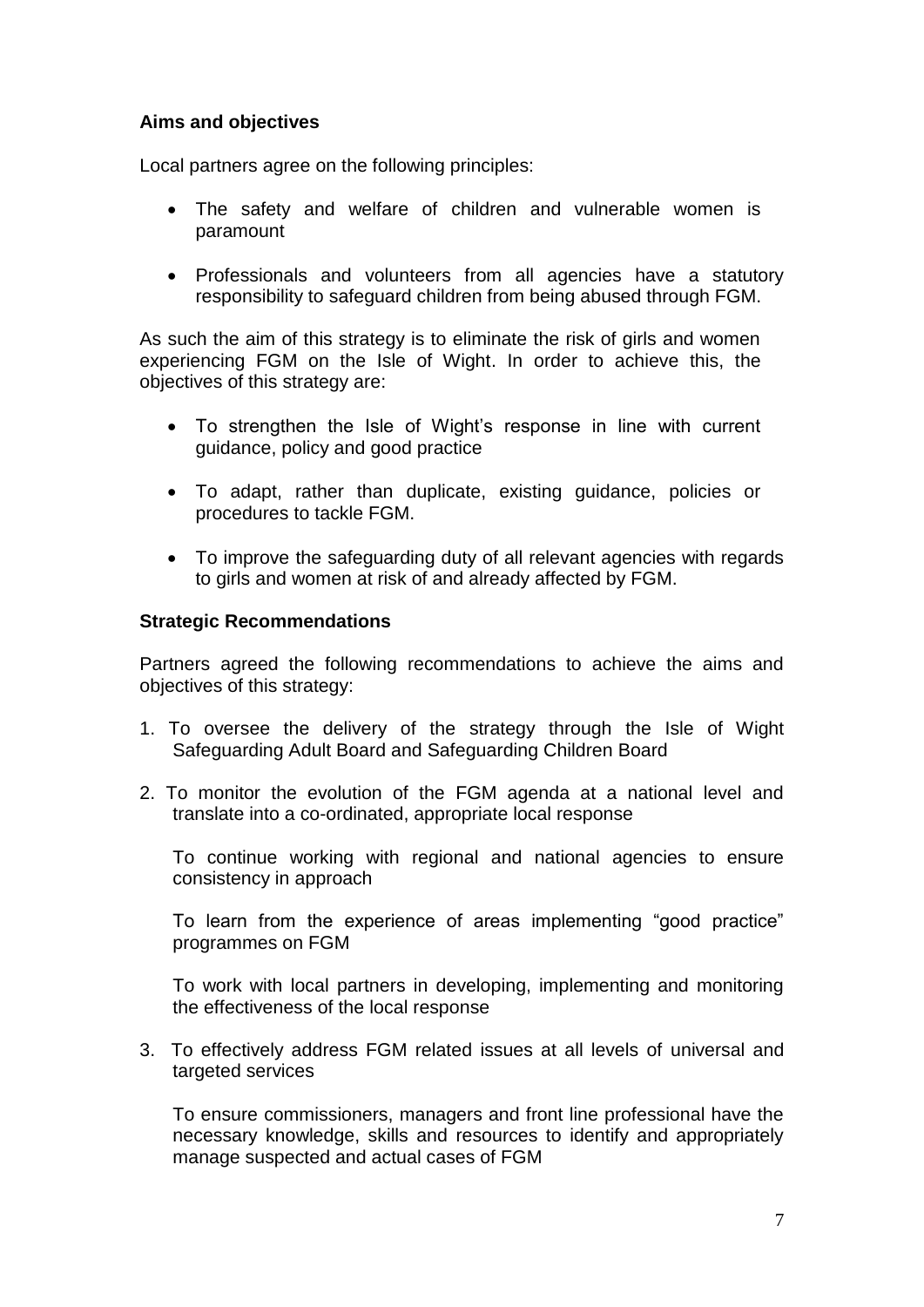**Aims and objectives**

Local partners agree on the following principles:

- The safety and welfare of children and vulnerable women is paramount
- Professionals and volunteers from all agencies have a statutory responsibility to safeguard children from being abused through FGM.

As such the aim of this strategy is to eliminate the risk of girls and women experiencing FGM on the Isle of Wight. In order to achieve this, the objectives of this strategy are:

- To strengthen the Isle of Wight's response in line with current guidance, policy and good practice
- To adapt, rather than duplicate, existing guidance, policies or procedures to tackle FGM.
- To improve the safeguarding duty of all relevant agencies with regards to girls and women at risk of and already affected by FGM.

**Strategic Recommendations**

Partners agreed the following recommendations to achieve the aims and objectives of this strategy:

1. To oversee the delivery of the strategy through the Isle of Wight Safeguarding Adult Board and Safeguarding Children Board
2. To monitor the evolution of the FGM agenda at a national level and translate into a co-ordinated, appropriate local response

   To continue working with regional and national agencies to ensure consistency in approach

   To learn from the experience of areas implementing "good practice" programmes on FGM

   To work with local partners in developing, implementing and monitoring the effectiveness of the local response
3. To effectively address FGM related issues at all levels of universal and targeted services

   To ensure commissioners, managers and front line professional have the necessary knowledge, skills and resources to identify and appropriately manage suspected and actual cases of FGM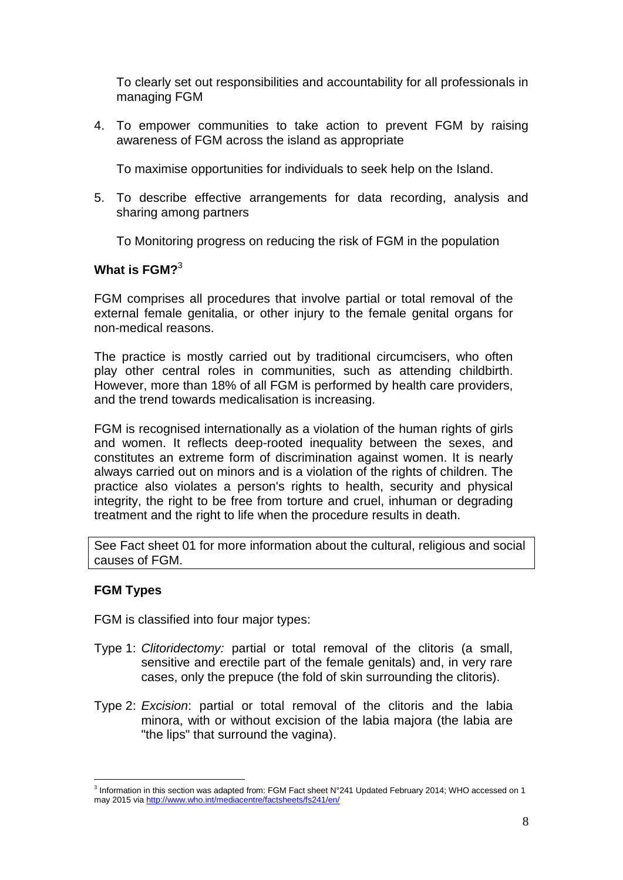To clearly set out responsibilities and accountability for all professionals in managing FGM

4. To empower communities to take action to prevent FGM by raising awareness of FGM across the island as appropriate

   To maximise opportunities for individuals to seek help on the Island.

5. To describe effective arrangements for data recording, analysis and sharing among partners

   To Monitoring progress on reducing the risk of FGM in the population

**What is FGM?**[3]

FGM comprises all procedures that involve partial or total removal of the external female genitalia, or other injury to the female genital organs for non-medical reasons.

The practice is mostly carried out by traditional circumcisers, who often play other central roles in communities, such as attending childbirth. However, more than 18% of all FGM is performed by health care providers, and the trend towards medicalisation is increasing.

FGM is recognised internationally as a violation of the human rights of girls and women. It reflects deep-rooted inequality between the sexes, and constitutes an extreme form of discrimination against women. It is nearly always carried out on minors and is a violation of the rights of children. The practice also violates a person's rights to health, security and physical integrity, the right to be free from torture and cruel, inhuman or degrading treatment and the right to life when the procedure results in death.

| |
|---|
| See Fact sheet 01 for more information about the cultural, religious and social causes of FGM. |

**FGM Types**

FGM is classified into four major types:

Type 1: *Clitoridectomy:* partial or total removal of the clitoris (a small, sensitive and erectile part of the female genitals) and, in very rare cases, only the prepuce (the fold of skin surrounding the clitoris).

Type 2: *Excision*: partial or total removal of the clitoris and the labia minora, with or without excision of the labia majora (the labia are "the lips" that surround the vagina).

[3] Information in this section was adapted from: FGM Fact sheet N°241 Updated February 2014; WHO accessed on 1 may 2015 via http://www.who.int/mediacentre/factsheets/fs241/en/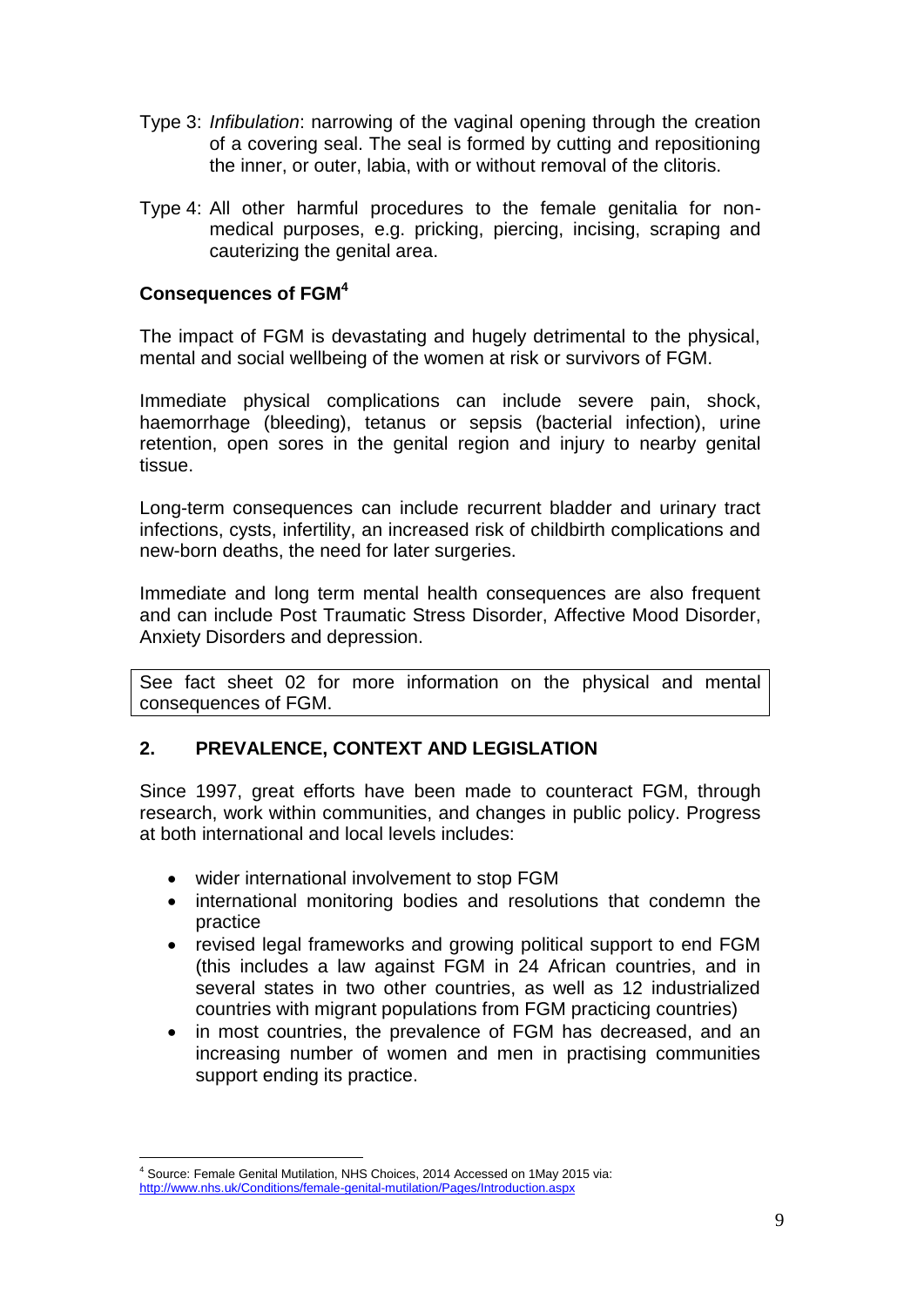Type 3: *Infibulation*: narrowing of the vaginal opening through the creation of a covering seal. The seal is formed by cutting and repositioning the inner, or outer, labia, with or without removal of the clitoris.

Type 4: All other harmful procedures to the female genitalia for non-medical purposes, e.g. pricking, piercing, incising, scraping and cauterizing the genital area.

**Consequences of FGM[4]**

The impact of FGM is devastating and hugely detrimental to the physical, mental and social wellbeing of the women at risk or survivors of FGM.

Immediate physical complications can include severe pain, shock, haemorrhage (bleeding), tetanus or sepsis (bacterial infection), urine retention, open sores in the genital region and injury to nearby genital tissue.

Long-term consequences can include recurrent bladder and urinary tract infections, cysts, infertility, an increased risk of childbirth complications and new-born deaths, the need for later surgeries.

Immediate and long term mental health consequences are also frequent and can include Post Traumatic Stress Disorder, Affective Mood Disorder, Anxiety Disorders and depression.

| |
|---|
| See fact sheet 02 for more information on the physical and mental consequences of FGM. |

## 2. PREVALENCE, CONTEXT AND LEGISLATION

Since 1997, great efforts have been made to counteract FGM, through research, work within communities, and changes in public policy. Progress at both international and local levels includes:

- wider international involvement to stop FGM
- international monitoring bodies and resolutions that condemn the practice
- revised legal frameworks and growing political support to end FGM (this includes a law against FGM in 24 African countries, and in several states in two other countries, as well as 12 industrialized countries with migrant populations from FGM practicing countries)
- in most countries, the prevalence of FGM has decreased, and an increasing number of women and men in practising communities support ending its practice.

[4] Source: Female Genital Mutilation, NHS Choices, 2014 Accessed on 1May 2015 via: http://www.nhs.uk/Conditions/female-genital-mutilation/Pages/Introduction.aspx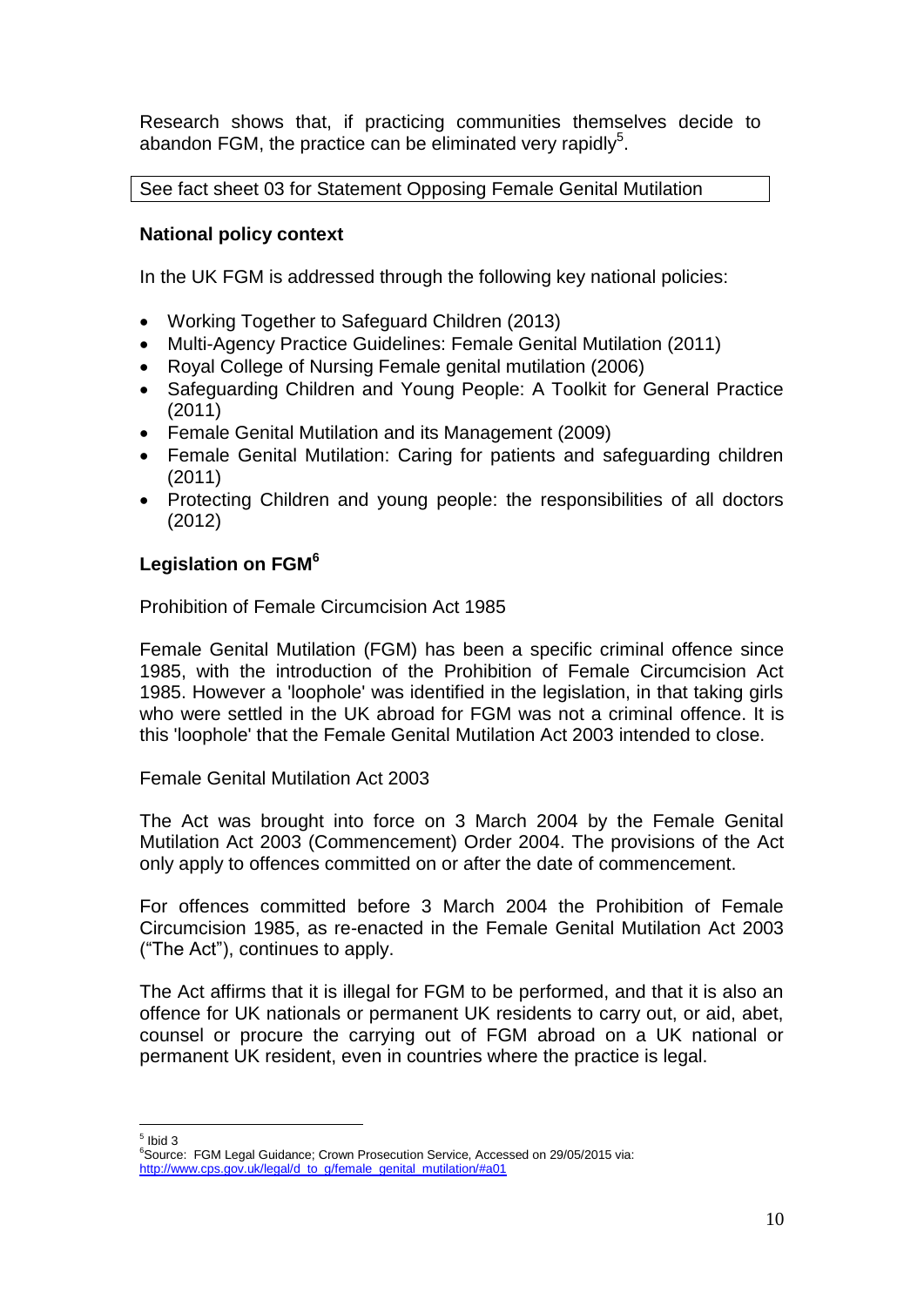Research shows that, if practicing communities themselves decide to abandon FGM, the practice can be eliminated very rapidly[5].

See fact sheet 03 for Statement Opposing Female Genital Mutilation

**National policy context**

In the UK FGM is addressed through the following key national policies:

- Working Together to Safeguard Children (2013)
- Multi-Agency Practice Guidelines: Female Genital Mutilation (2011)
- Royal College of Nursing Female genital mutilation (2006)
- Safeguarding Children and Young People: A Toolkit for General Practice (2011)
- Female Genital Mutilation and its Management (2009)
- Female Genital Mutilation: Caring for patients and safeguarding children (2011)
- Protecting Children and young people: the responsibilities of all doctors (2012)

**Legislation on FGM[6]**

Prohibition of Female Circumcision Act 1985

Female Genital Mutilation (FGM) has been a specific criminal offence since 1985, with the introduction of the Prohibition of Female Circumcision Act 1985. However a 'loophole' was identified in the legislation, in that taking girls who were settled in the UK abroad for FGM was not a criminal offence. It is this 'loophole' that the Female Genital Mutilation Act 2003 intended to close.

Female Genital Mutilation Act 2003

The Act was brought into force on 3 March 2004 by the Female Genital Mutilation Act 2003 (Commencement) Order 2004. The provisions of the Act only apply to offences committed on or after the date of commencement.

For offences committed before 3 March 2004 the Prohibition of Female Circumcision 1985, as re-enacted in the Female Genital Mutilation Act 2003 ("The Act"), continues to apply.

The Act affirms that it is illegal for FGM to be performed, and that it is also an offence for UK nationals or permanent UK residents to carry out, or aid, abet, counsel or procure the carrying out of FGM abroad on a UK national or permanent UK resident, even in countries where the practice is legal.

---

[5] Ibid 3

[6] Source: FGM Legal Guidance; Crown Prosecution Service, Accessed on 29/05/2015 via: http://www.cps.gov.uk/legal/d_to_g/female_genital_mutilation/#a01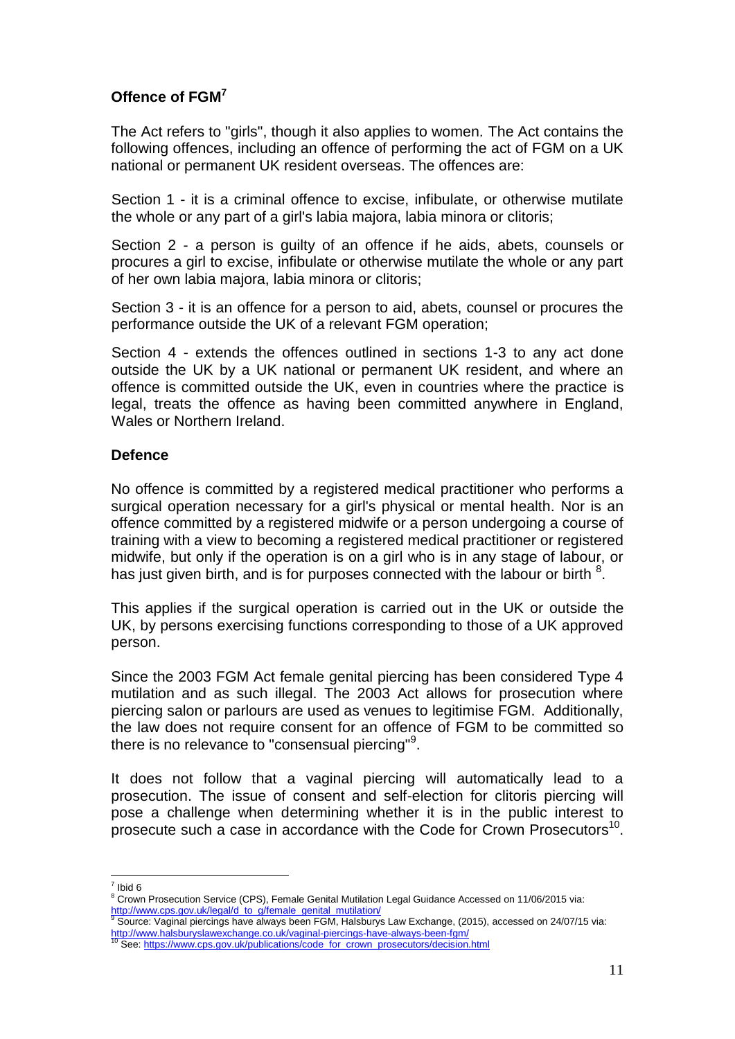### Offence of FGM[7]

The Act refers to "girls", though it also applies to women. The Act contains the following offences, including an offence of performing the act of FGM on a UK national or permanent UK resident overseas. The offences are:

Section 1 - it is a criminal offence to excise, infibulate, or otherwise mutilate the whole or any part of a girl's labia majora, labia minora or clitoris;

Section 2 - a person is guilty of an offence if he aids, abets, counsels or procures a girl to excise, infibulate or otherwise mutilate the whole or any part of her own labia majora, labia minora or clitoris;

Section 3 - it is an offence for a person to aid, abets, counsel or procures the performance outside the UK of a relevant FGM operation;

Section 4 - extends the offences outlined in sections 1-3 to any act done outside the UK by a UK national or permanent UK resident, and where an offence is committed outside the UK, even in countries where the practice is legal, treats the offence as having been committed anywhere in England, Wales or Northern Ireland.

### Defence

No offence is committed by a registered medical practitioner who performs a surgical operation necessary for a girl's physical or mental health. Nor is an offence committed by a registered midwife or a person undergoing a course of training with a view to becoming a registered medical practitioner or registered midwife, but only if the operation is on a girl who is in any stage of labour, or has just given birth, and is for purposes connected with the labour or birth [8].

This applies if the surgical operation is carried out in the UK or outside the UK, by persons exercising functions corresponding to those of a UK approved person.

Since the 2003 FGM Act female genital piercing has been considered Type 4 mutilation and as such illegal. The 2003 Act allows for prosecution where piercing salon or parlours are used as venues to legitimise FGM. Additionally, the law does not require consent for an offence of FGM to be committed so there is no relevance to "consensual piercing"[9].

It does not follow that a vaginal piercing will automatically lead to a prosecution. The issue of consent and self-election for clitoris piercing will pose a challenge when determining whether it is in the public interest to prosecute such a case in accordance with the Code for Crown Prosecutors[10].

---

[7] Ibid 6

[8] Crown Prosecution Service (CPS), Female Genital Mutilation Legal Guidance Accessed on 11/06/2015 via: http://www.cps.gov.uk/legal/d_to_g/female_genital_mutilation/

[9] Source: Vaginal piercings have always been FGM, Halsburys Law Exchange, (2015), accessed on 24/07/15 via: http://www.halsburyslawexchange.co.uk/vaginal-piercings-have-always-been-fgm/

[10] See: https://www.cps.gov.uk/publications/code_for_crown_prosecutors/decision.html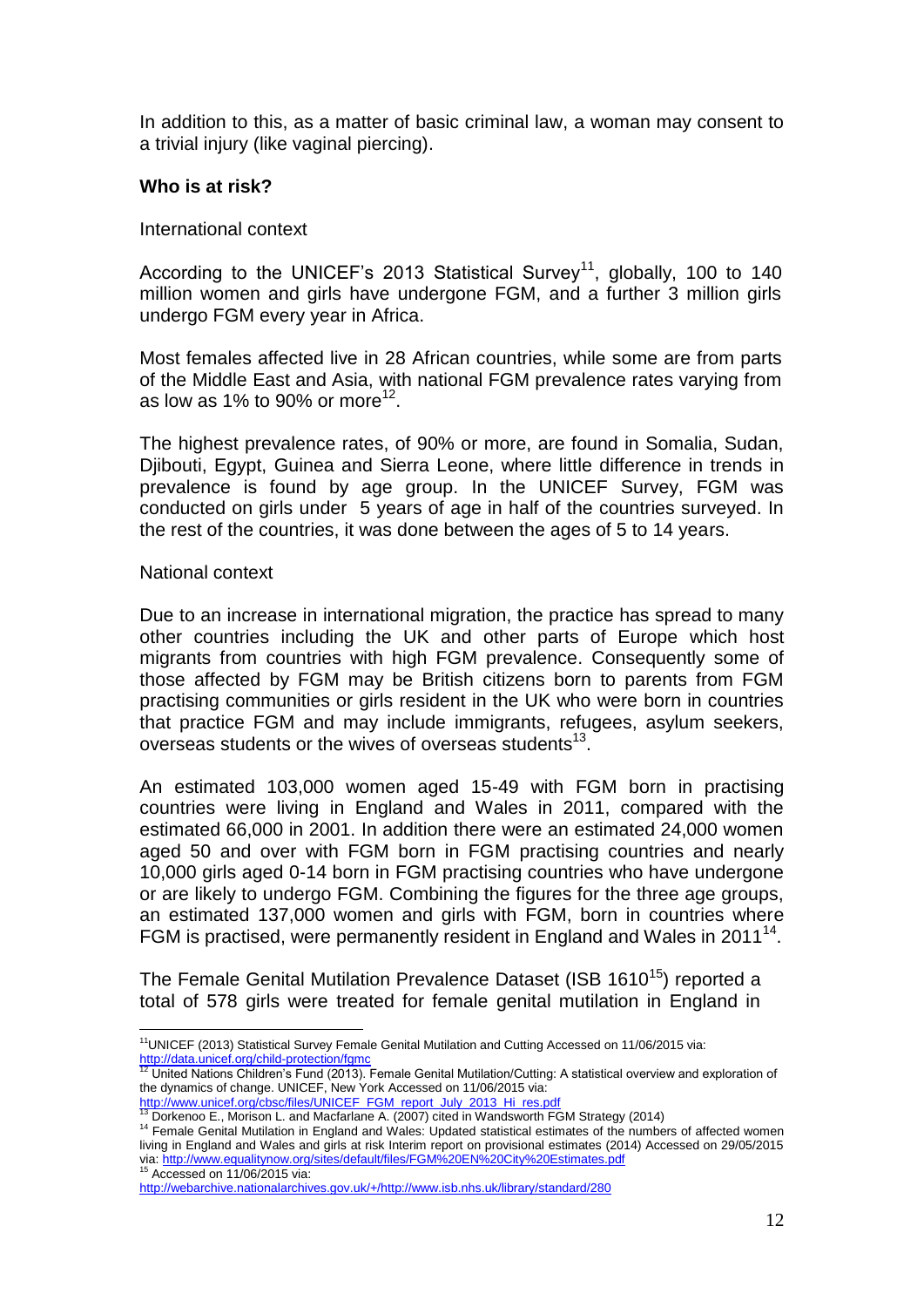In addition to this, as a matter of basic criminal law, a woman may consent to a trivial injury (like vaginal piercing).

**Who is at risk?**

International context

According to the UNICEF's 2013 Statistical Survey[11], globally, 100 to 140 million women and girls have undergone FGM, and a further 3 million girls undergo FGM every year in Africa.

Most females affected live in 28 African countries, while some are from parts of the Middle East and Asia, with national FGM prevalence rates varying from as low as 1% to 90% or more[12].

The highest prevalence rates, of 90% or more, are found in Somalia, Sudan, Djibouti, Egypt, Guinea and Sierra Leone, where little difference in trends in prevalence is found by age group. In the UNICEF Survey, FGM was conducted on girls under 5 years of age in half of the countries surveyed. In the rest of the countries, it was done between the ages of 5 to 14 years.

National context

Due to an increase in international migration, the practice has spread to many other countries including the UK and other parts of Europe which host migrants from countries with high FGM prevalence. Consequently some of those affected by FGM may be British citizens born to parents from FGM practising communities or girls resident in the UK who were born in countries that practice FGM and may include immigrants, refugees, asylum seekers, overseas students or the wives of overseas students[13].

An estimated 103,000 women aged 15-49 with FGM born in practising countries were living in England and Wales in 2011, compared with the estimated 66,000 in 2001. In addition there were an estimated 24,000 women aged 50 and over with FGM born in FGM practising countries and nearly 10,000 girls aged 0-14 born in FGM practising countries who have undergone or are likely to undergo FGM. Combining the figures for the three age groups, an estimated 137,000 women and girls with FGM, born in countries where FGM is practised, were permanently resident in England and Wales in 2011[14].

The Female Genital Mutilation Prevalence Dataset (ISB 1610[15]) reported a total of 578 girls were treated for female genital mutilation in England in

---

[11] UNICEF (2013) Statistical Survey Female Genital Mutilation and Cutting Accessed on 11/06/2015 via: http://data.unicef.org/child-protection/fgmc

[12] United Nations Children's Fund (2013). Female Genital Mutilation/Cutting: A statistical overview and exploration of the dynamics of change. UNICEF, New York Accessed on 11/06/2015 via: http://www.unicef.org/cbsc/files/UNICEF_FGM_report_July_2013_Hi_res.pdf

[13] Dorkenoo E., Morison L. and Macfarlane A. (2007) cited in Wandsworth FGM Strategy (2014)

[14] Female Genital Mutilation in England and Wales: Updated statistical estimates of the numbers of affected women living in England and Wales and girls at risk Interim report on provisional estimates (2014) Accessed on 29/05/2015 via: http://www.equalitynow.org/sites/default/files/FGM%20EN%20City%20Estimates.pdf

[15] Accessed on 11/06/2015 via: http://webarchive.nationalarchives.gov.uk/+/http://www.isb.nhs.uk/library/standard/280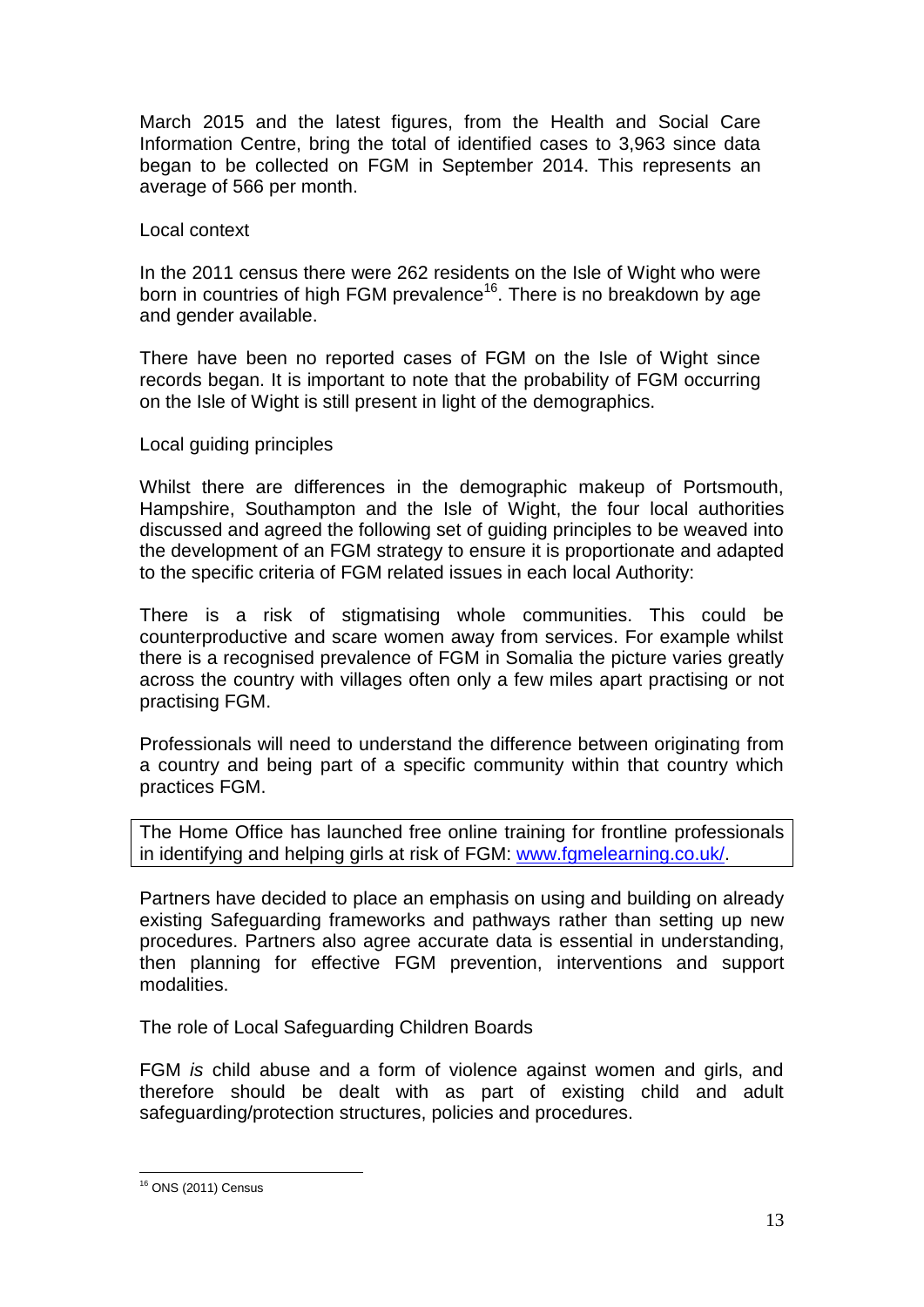March 2015 and the latest figures, from the Health and Social Care Information Centre, bring the total of identified cases to 3,963 since data began to be collected on FGM in September 2014. This represents an average of 566 per month.

### Local context

In the 2011 census there were 262 residents on the Isle of Wight who were born in countries of high FGM prevalence[16]. There is no breakdown by age and gender available.

There have been no reported cases of FGM on the Isle of Wight since records began. It is important to note that the probability of FGM occurring on the Isle of Wight is still present in light of the demographics.

### Local guiding principles

Whilst there are differences in the demographic makeup of Portsmouth, Hampshire, Southampton and the Isle of Wight, the four local authorities discussed and agreed the following set of guiding principles to be weaved into the development of an FGM strategy to ensure it is proportionate and adapted to the specific criteria of FGM related issues in each local Authority:

There is a risk of stigmatising whole communities. This could be counterproductive and scare women away from services. For example whilst there is a recognised prevalence of FGM in Somalia the picture varies greatly across the country with villages often only a few miles apart practising or not practising FGM.

Professionals will need to understand the difference between originating from a country and being part of a specific community within that country which practices FGM.

> The Home Office has launched free online training for frontline professionals in identifying and helping girls at risk of FGM: [www.fgmelearning.co.uk/](http://www.fgmelearning.co.uk/).

Partners have decided to place an emphasis on using and building on already existing Safeguarding frameworks and pathways rather than setting up new procedures. Partners also agree accurate data is essential in understanding, then planning for effective FGM prevention, interventions and support modalities.

### The role of Local Safeguarding Children Boards

FGM *is* child abuse and a form of violence against women and girls, and therefore should be dealt with as part of existing child and adult safeguarding/protection structures, policies and procedures.

---

[16] ONS (2011) Census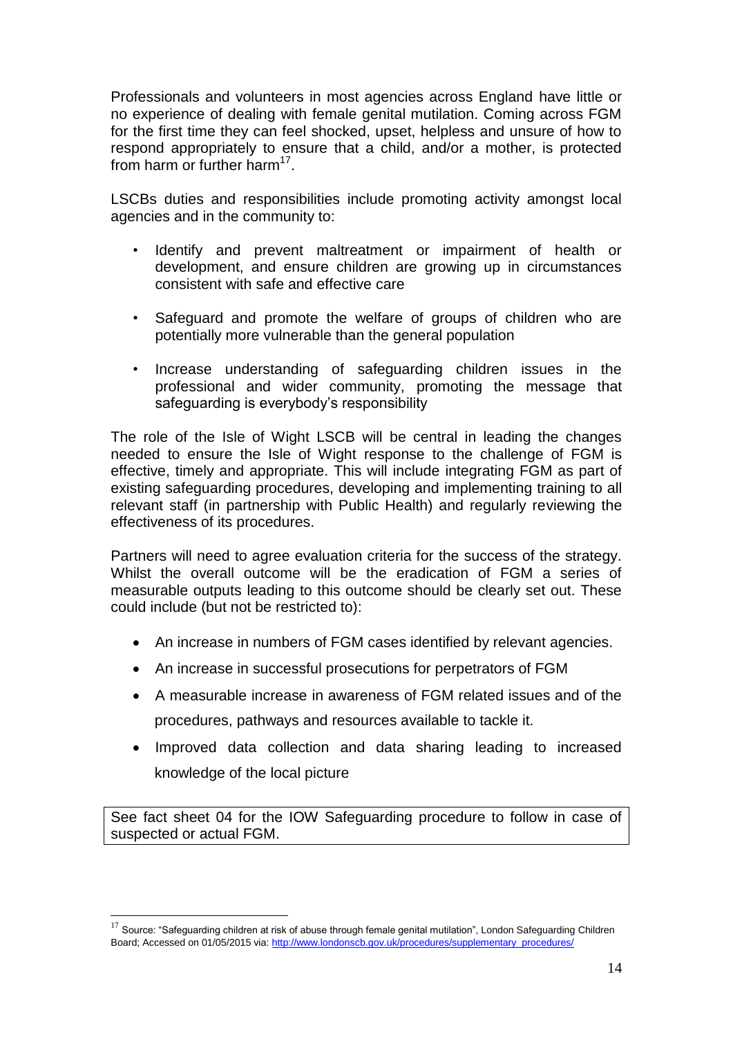Professionals and volunteers in most agencies across England have little or no experience of dealing with female genital mutilation. Coming across FGM for the first time they can feel shocked, upset, helpless and unsure of how to respond appropriately to ensure that a child, and/or a mother, is protected from harm or further harm[17].

LSCBs duties and responsibilities include promoting activity amongst local agencies and in the community to:

- Identify and prevent maltreatment or impairment of health or development, and ensure children are growing up in circumstances consistent with safe and effective care
- Safeguard and promote the welfare of groups of children who are potentially more vulnerable than the general population
- Increase understanding of safeguarding children issues in the professional and wider community, promoting the message that safeguarding is everybody's responsibility

The role of the Isle of Wight LSCB will be central in leading the changes needed to ensure the Isle of Wight response to the challenge of FGM is effective, timely and appropriate. This will include integrating FGM as part of existing safeguarding procedures, developing and implementing training to all relevant staff (in partnership with Public Health) and regularly reviewing the effectiveness of its procedures.

Partners will need to agree evaluation criteria for the success of the strategy. Whilst the overall outcome will be the eradication of FGM a series of measurable outputs leading to this outcome should be clearly set out. These could include (but not be restricted to):

- An increase in numbers of FGM cases identified by relevant agencies.
- An increase in successful prosecutions for perpetrators of FGM
- A measurable increase in awareness of FGM related issues and of the procedures, pathways and resources available to tackle it.
- Improved data collection and data sharing leading to increased knowledge of the local picture

See fact sheet 04 for the IOW Safeguarding procedure to follow in case of suspected or actual FGM.

---

[17] Source: "Safeguarding children at risk of abuse through female genital mutilation", London Safeguarding Children Board; Accessed on 01/05/2015 via: http://www.londonscb.gov.uk/procedures/supplementary_procedures/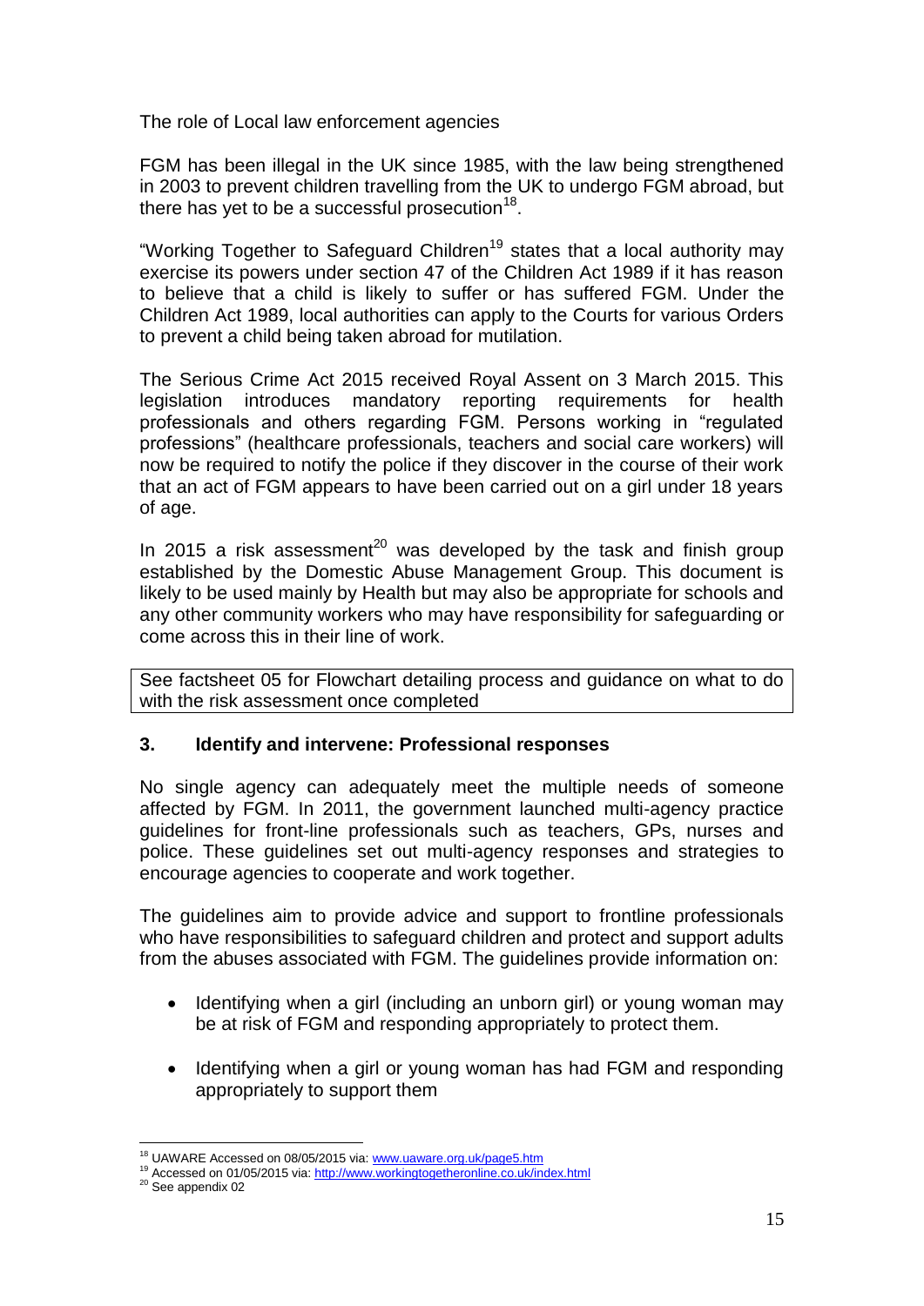The role of Local law enforcement agencies

FGM has been illegal in the UK since 1985, with the law being strengthened in 2003 to prevent children travelling from the UK to undergo FGM abroad, but there has yet to be a successful prosecution[18].

"Working Together to Safeguard Children[19] states that a local authority may exercise its powers under section 47 of the Children Act 1989 if it has reason to believe that a child is likely to suffer or has suffered FGM. Under the Children Act 1989, local authorities can apply to the Courts for various Orders to prevent a child being taken abroad for mutilation.

The Serious Crime Act 2015 received Royal Assent on 3 March 2015. This legislation introduces mandatory reporting requirements for health professionals and others regarding FGM. Persons working in "regulated professions" (healthcare professionals, teachers and social care workers) will now be required to notify the police if they discover in the course of their work that an act of FGM appears to have been carried out on a girl under 18 years of age.

In 2015 a risk assessment[20] was developed by the task and finish group established by the Domestic Abuse Management Group. This document is likely to be used mainly by Health but may also be appropriate for schools and any other community workers who may have responsibility for safeguarding or come across this in their line of work.

> See factsheet 05 for Flowchart detailing process and guidance on what to do with the risk assessment once completed

## 3. Identify and intervene: Professional responses

No single agency can adequately meet the multiple needs of someone affected by FGM. In 2011, the government launched multi-agency practice guidelines for front-line professionals such as teachers, GPs, nurses and police. These guidelines set out multi-agency responses and strategies to encourage agencies to cooperate and work together.

The guidelines aim to provide advice and support to frontline professionals who have responsibilities to safeguard children and protect and support adults from the abuses associated with FGM. The guidelines provide information on:

- Identifying when a girl (including an unborn girl) or young woman may be at risk of FGM and responding appropriately to protect them.
- Identifying when a girl or young woman has had FGM and responding appropriately to support them

---

[18] UAWARE Accessed on 08/05/2015 via: www.uaware.org.uk/page5.htm

[19] Accessed on 01/05/2015 via: http://www.workingtogetheronline.co.uk/index.html

[20] See appendix 02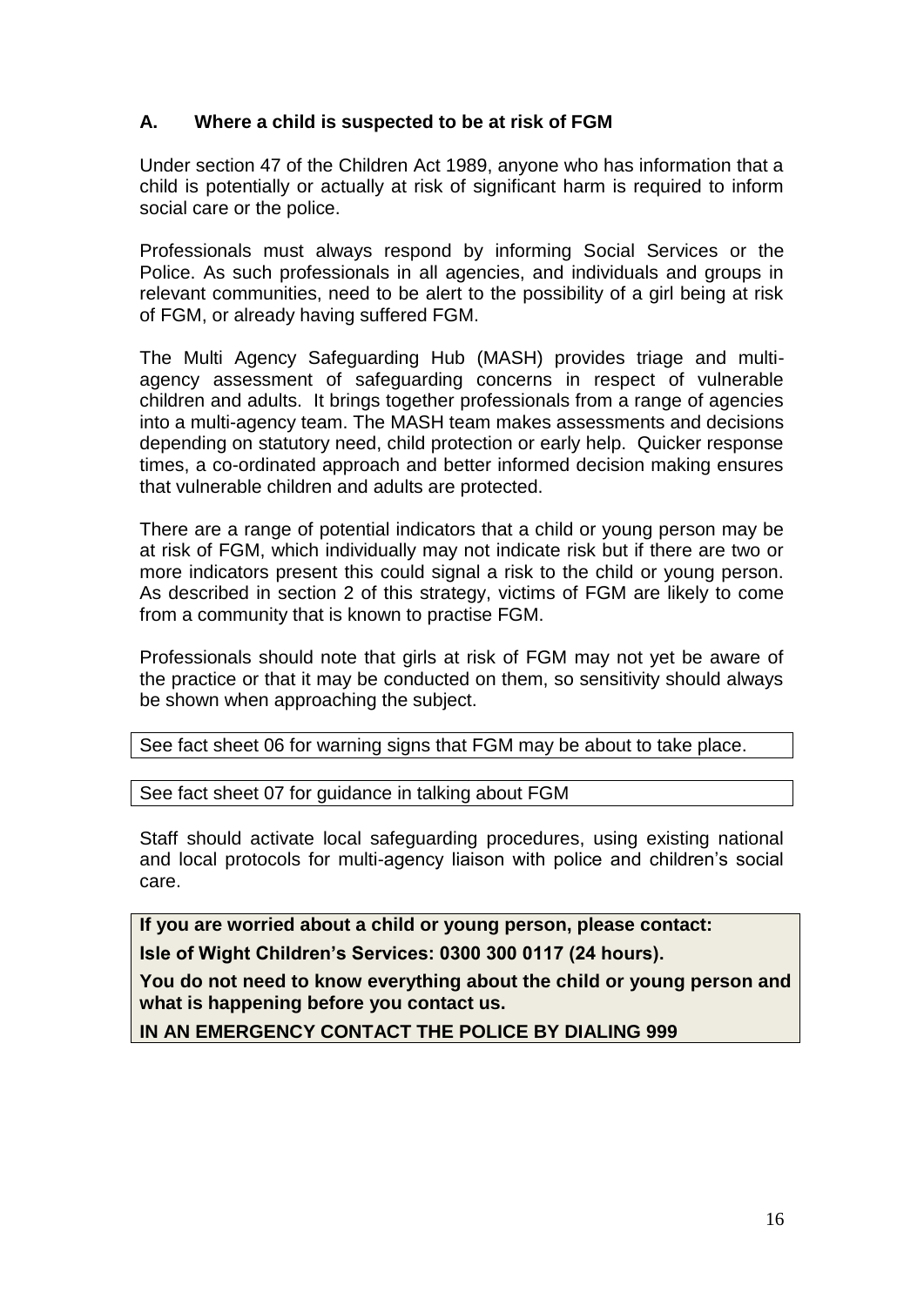### A. Where a child is suspected to be at risk of FGM

Under section 47 of the Children Act 1989, anyone who has information that a child is potentially or actually at risk of significant harm is required to inform social care or the police.

Professionals must always respond by informing Social Services or the Police. As such professionals in all agencies, and individuals and groups in relevant communities, need to be alert to the possibility of a girl being at risk of FGM, or already having suffered FGM.

The Multi Agency Safeguarding Hub (MASH) provides triage and multi-agency assessment of safeguarding concerns in respect of vulnerable children and adults. It brings together professionals from a range of agencies into a multi-agency team. The MASH team makes assessments and decisions depending on statutory need, child protection or early help. Quicker response times, a co-ordinated approach and better informed decision making ensures that vulnerable children and adults are protected.

There are a range of potential indicators that a child or young person may be at risk of FGM, which individually may not indicate risk but if there are two or more indicators present this could signal a risk to the child or young person. As described in section 2 of this strategy, victims of FGM are likely to come from a community that is known to practise FGM.

Professionals should note that girls at risk of FGM may not yet be aware of the practice or that it may be conducted on them, so sensitivity should always be shown when approaching the subject.

See fact sheet 06 for warning signs that FGM may be about to take place.

See fact sheet 07 for guidance in talking about FGM

Staff should activate local safeguarding procedures, using existing national and local protocols for multi-agency liaison with police and children's social care.

**If you are worried about a child or young person, please contact:**

**Isle of Wight Children's Services: 0300 300 0117 (24 hours).**

**You do not need to know everything about the child or young person and what is happening before you contact us.**

**IN AN EMERGENCY CONTACT THE POLICE BY DIALING 999**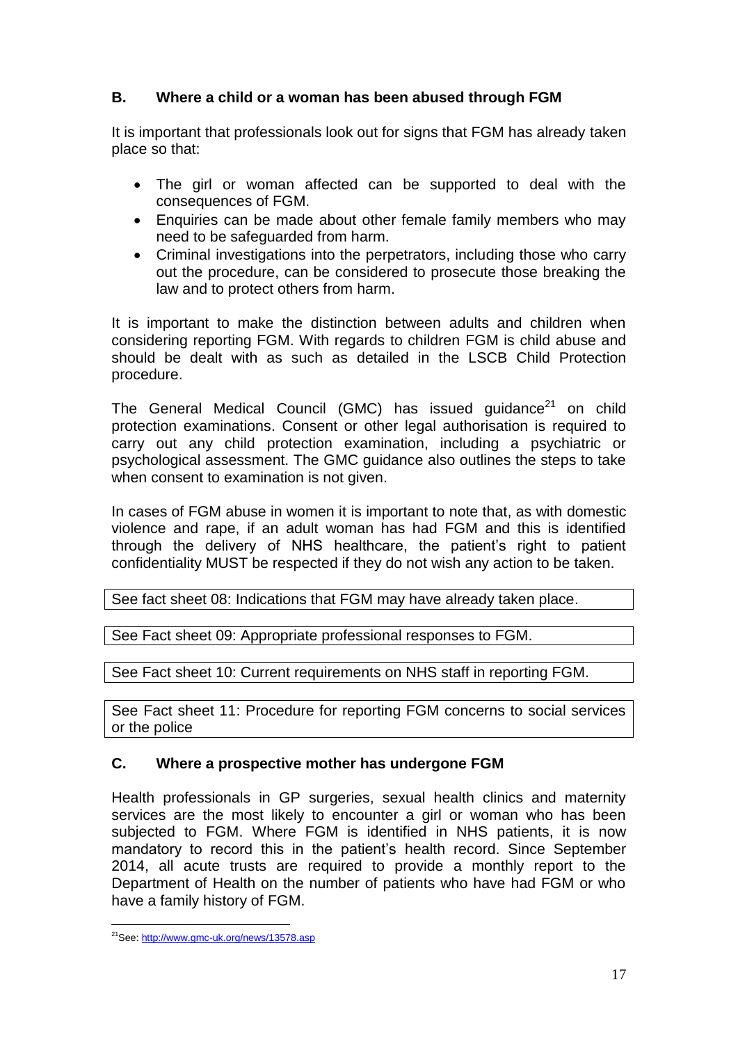### B. Where a child or a woman has been abused through FGM

It is important that professionals look out for signs that FGM has already taken place so that:

- The girl or woman affected can be supported to deal with the consequences of FGM.
- Enquiries can be made about other female family members who may need to be safeguarded from harm.
- Criminal investigations into the perpetrators, including those who carry out the procedure, can be considered to prosecute those breaking the law and to protect others from harm.

It is important to make the distinction between adults and children when considering reporting FGM. With regards to children FGM is child abuse and should be dealt with as such as detailed in the LSCB Child Protection procedure.

The General Medical Council (GMC) has issued guidance[21] on child protection examinations. Consent or other legal authorisation is required to carry out any child protection examination, including a psychiatric or psychological assessment. The GMC guidance also outlines the steps to take when consent to examination is not given.

In cases of FGM abuse in women it is important to note that, as with domestic violence and rape, if an adult woman has had FGM and this is identified through the delivery of NHS healthcare, the patient's right to patient confidentiality MUST be respected if they do not wish any action to be taken.

See fact sheet 08: Indications that FGM may have already taken place.

See Fact sheet 09: Appropriate professional responses to FGM.

See Fact sheet 10: Current requirements on NHS staff in reporting FGM.

See Fact sheet 11: Procedure for reporting FGM concerns to social services or the police

### C. Where a prospective mother has undergone FGM

Health professionals in GP surgeries, sexual health clinics and maternity services are the most likely to encounter a girl or woman who has been subjected to FGM. Where FGM is identified in NHS patients, it is now mandatory to record this in the patient's health record. Since September 2014, all acute trusts are required to provide a monthly report to the Department of Health on the number of patients who have had FGM or who have a family history of FGM.

---

[21] See: http://www.gmc-uk.org/news/13578.asp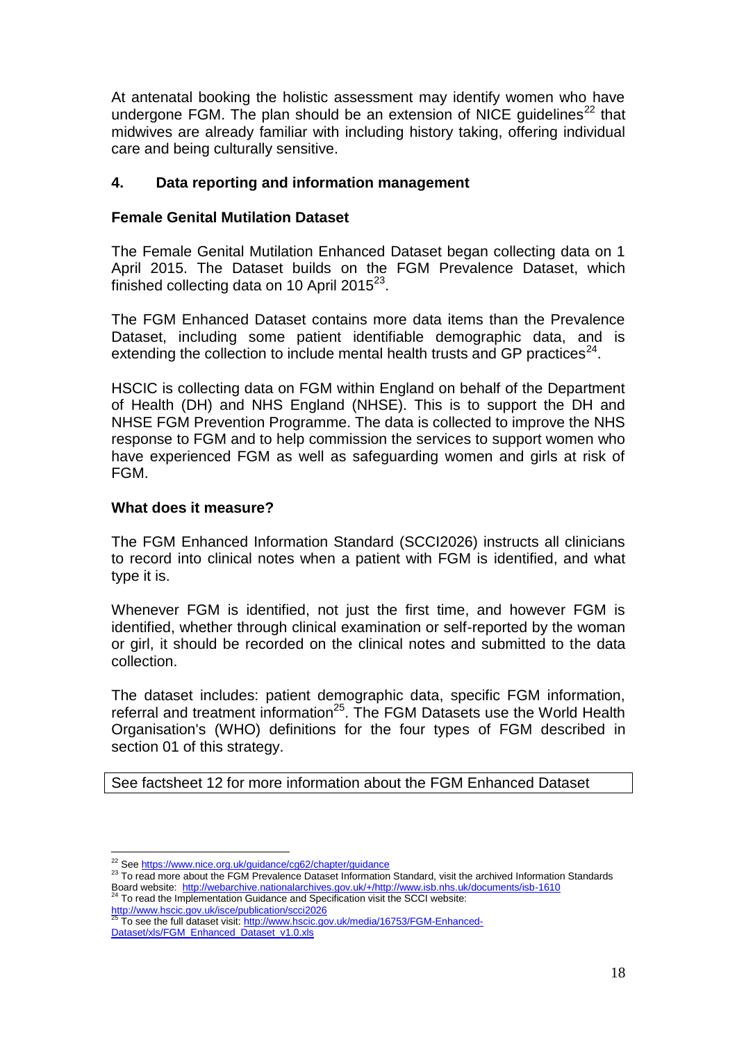At antenatal booking the holistic assessment may identify women who have undergone FGM. The plan should be an extension of NICE guidelines[22] that midwives are already familiar with including history taking, offering individual care and being culturally sensitive.

## 4. Data reporting and information management

### Female Genital Mutilation Dataset

The Female Genital Mutilation Enhanced Dataset began collecting data on 1 April 2015. The Dataset builds on the FGM Prevalence Dataset, which finished collecting data on 10 April 2015[23].

The FGM Enhanced Dataset contains more data items than the Prevalence Dataset, including some patient identifiable demographic data, and is extending the collection to include mental health trusts and GP practices[24].

HSCIC is collecting data on FGM within England on behalf of the Department of Health (DH) and NHS England (NHSE). This is to support the DH and NHSE FGM Prevention Programme. The data is collected to improve the NHS response to FGM and to help commission the services to support women who have experienced FGM as well as safeguarding women and girls at risk of FGM.

### What does it measure?

The FGM Enhanced Information Standard (SCCI2026) instructs all clinicians to record into clinical notes when a patient with FGM is identified, and what type it is.

Whenever FGM is identified, not just the first time, and however FGM is identified, whether through clinical examination or self-reported by the woman or girl, it should be recorded on the clinical notes and submitted to the data collection.

The dataset includes: patient demographic data, specific FGM information, referral and treatment information[25]. The FGM Datasets use the World Health Organisation's (WHO) definitions for the four types of FGM described in section 01 of this strategy.

| See factsheet 12 for more information about the FGM Enhanced Dataset |
| --- |

---

[22] See https://www.nice.org.uk/guidance/cg62/chapter/guidance

[23] To read more about the FGM Prevalence Dataset Information Standard, visit the archived Information Standards Board website: http://webarchive.nationalarchives.gov.uk/+/http://www.isb.nhs.uk/documents/isb-1610

[24] To read the Implementation Guidance and Specification visit the SCCI website: http://www.hscic.gov.uk/isce/publication/scci2026

[25] To see the full dataset visit: http://www.hscic.gov.uk/media/16753/FGM-Enhanced-Dataset/xls/FGM_Enhanced_Dataset_v1.0.xls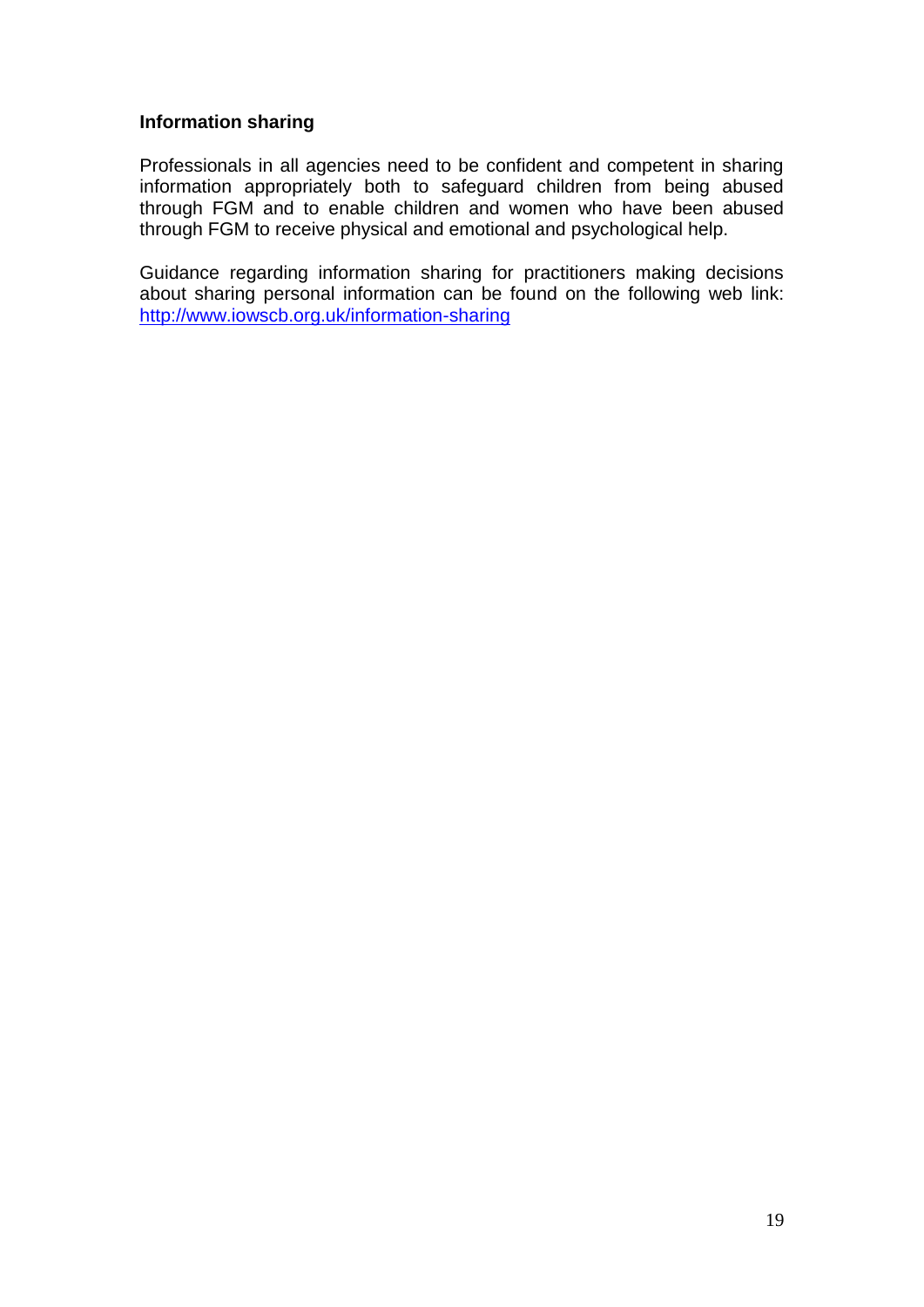## Information sharing

Professionals in all agencies need to be confident and competent in sharing information appropriately both to safeguard children from being abused through FGM and to enable children and women who have been abused through FGM to receive physical and emotional and psychological help.

Guidance regarding information sharing for practitioners making decisions about sharing personal information can be found on the following web link: [http://www.iowscb.org.uk/information-sharing](http://www.iowscb.org.uk/information-sharing)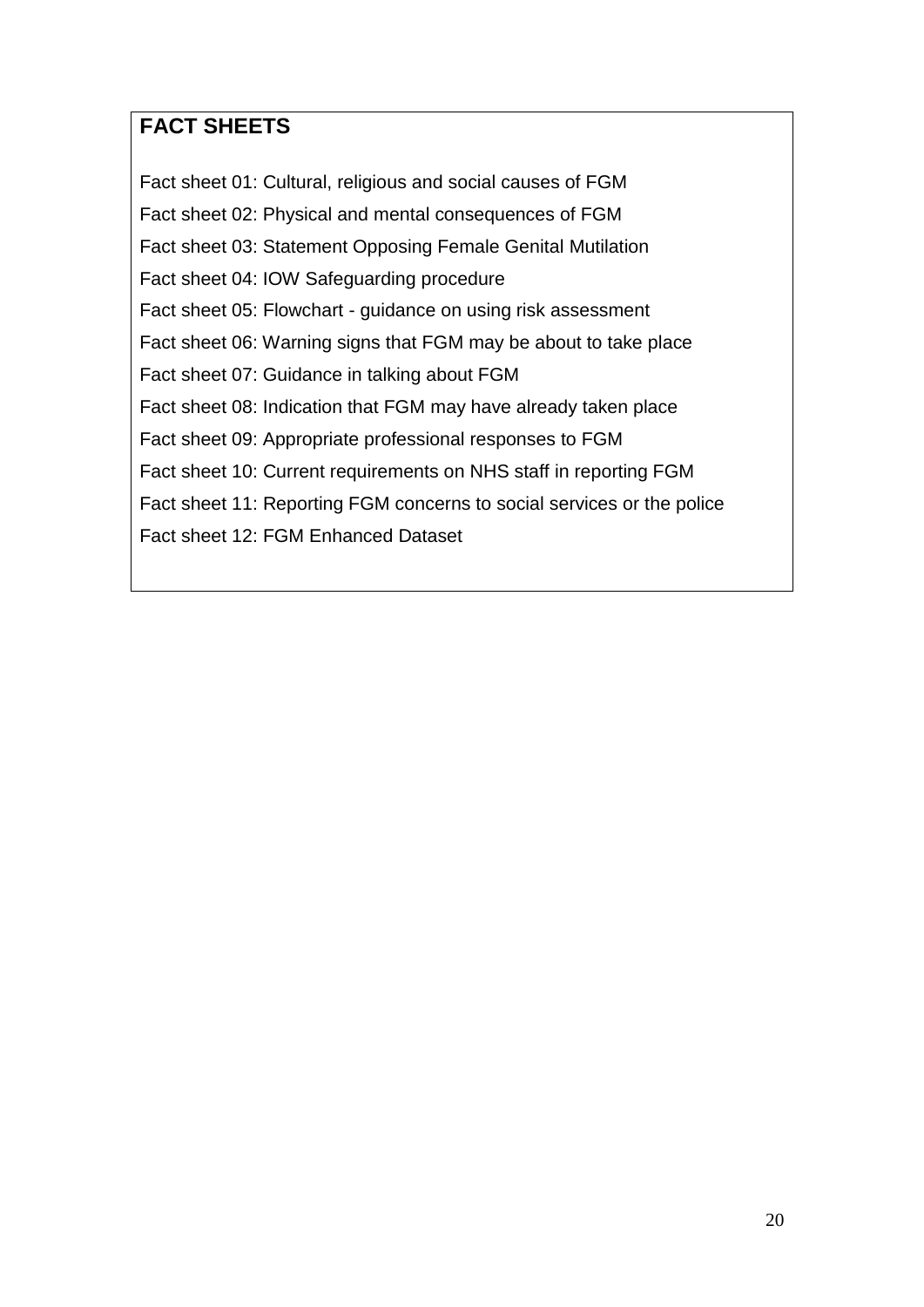## FACT SHEETS

Fact sheet 01: Cultural, religious and social causes of FGM

Fact sheet 02: Physical and mental consequences of FGM

Fact sheet 03: Statement Opposing Female Genital Mutilation

Fact sheet 04: IOW Safeguarding procedure

Fact sheet 05: Flowchart - guidance on using risk assessment

Fact sheet 06: Warning signs that FGM may be about to take place

Fact sheet 07: Guidance in talking about FGM

Fact sheet 08: Indication that FGM may have already taken place

Fact sheet 09: Appropriate professional responses to FGM

Fact sheet 10: Current requirements on NHS staff in reporting FGM

Fact sheet 11: Reporting FGM concerns to social services or the police

Fact sheet 12: FGM Enhanced Dataset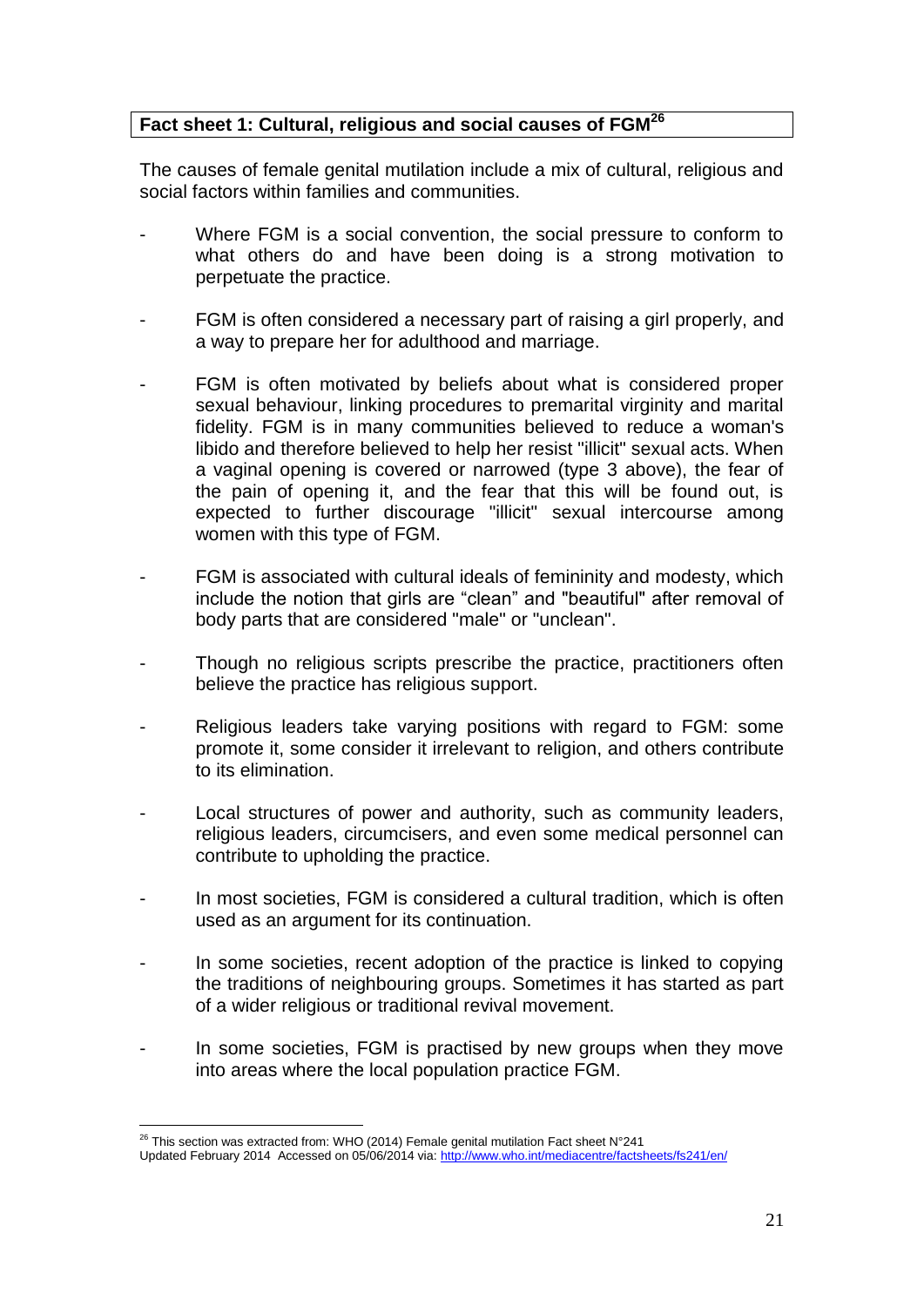**Fact sheet 1: Cultural, religious and social causes of FGM[26]**

The causes of female genital mutilation include a mix of cultural, religious and social factors within families and communities.

- Where FGM is a social convention, the social pressure to conform to what others do and have been doing is a strong motivation to perpetuate the practice.
- FGM is often considered a necessary part of raising a girl properly, and a way to prepare her for adulthood and marriage.
- FGM is often motivated by beliefs about what is considered proper sexual behaviour, linking procedures to premarital virginity and marital fidelity. FGM is in many communities believed to reduce a woman's libido and therefore believed to help her resist "illicit" sexual acts. When a vaginal opening is covered or narrowed (type 3 above), the fear of the pain of opening it, and the fear that this will be found out, is expected to further discourage "illicit" sexual intercourse among women with this type of FGM.
- FGM is associated with cultural ideals of femininity and modesty, which include the notion that girls are “clean” and "beautiful" after removal of body parts that are considered "male" or "unclean".
- Though no religious scripts prescribe the practice, practitioners often believe the practice has religious support.
- Religious leaders take varying positions with regard to FGM: some promote it, some consider it irrelevant to religion, and others contribute to its elimination.
- Local structures of power and authority, such as community leaders, religious leaders, circumcisers, and even some medical personnel can contribute to upholding the practice.
- In most societies, FGM is considered a cultural tradition, which is often used as an argument for its continuation.
- In some societies, recent adoption of the practice is linked to copying the traditions of neighbouring groups. Sometimes it has started as part of a wider religious or traditional revival movement.
- In some societies, FGM is practised by new groups when they move into areas where the local population practice FGM.

[26] This section was extracted from: WHO (2014) Female genital mutilation Fact sheet N°241 Updated February 2014 Accessed on 05/06/2014 via: http://www.who.int/mediacentre/factsheets/fs241/en/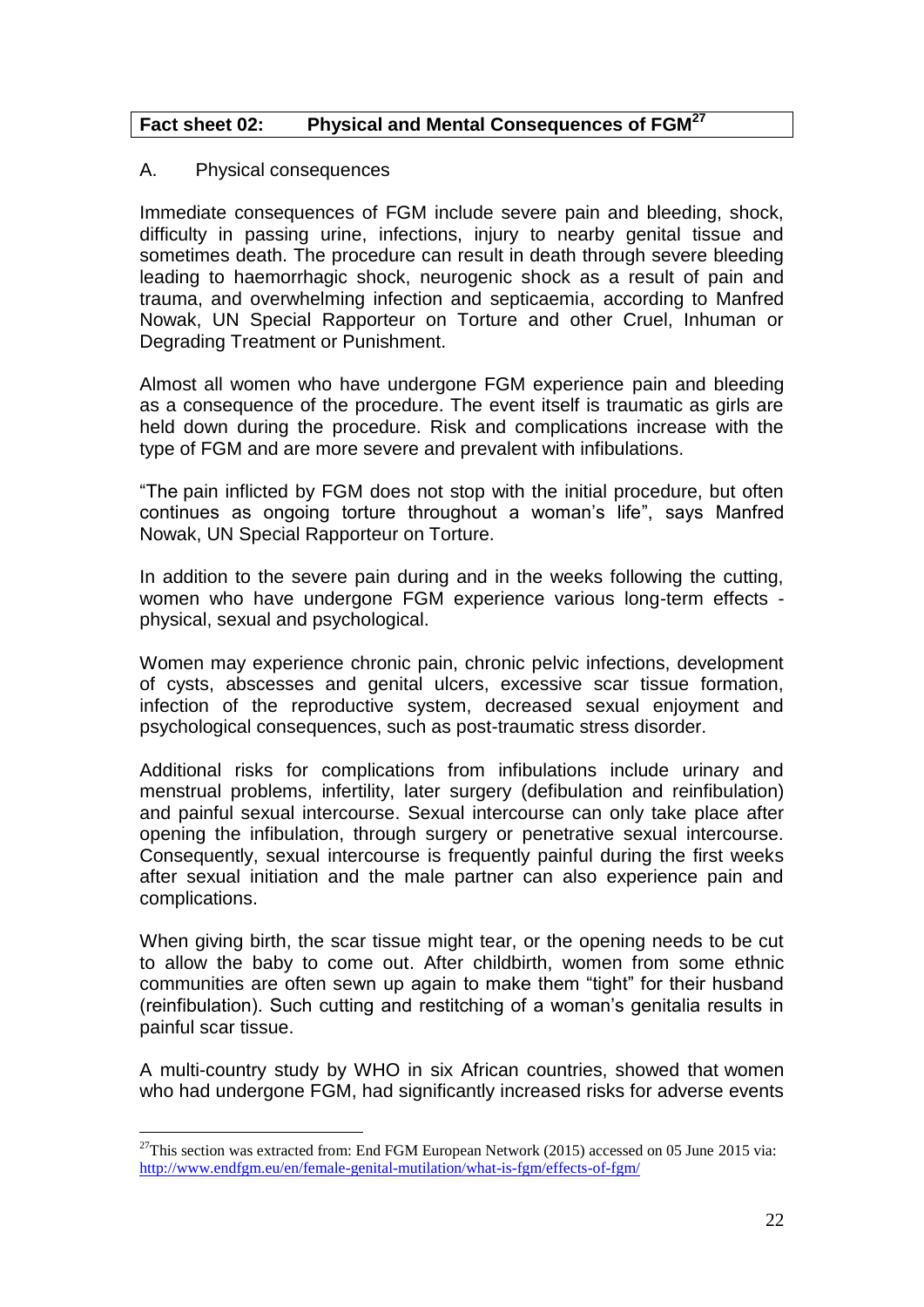## Fact sheet 02: Physical and Mental Consequences of FGM[27]

A. Physical consequences

Immediate consequences of FGM include severe pain and bleeding, shock, difficulty in passing urine, infections, injury to nearby genital tissue and sometimes death. The procedure can result in death through severe bleeding leading to haemorrhagic shock, neurogenic shock as a result of pain and trauma, and overwhelming infection and septicaemia, according to Manfred Nowak, UN Special Rapporteur on Torture and other Cruel, Inhuman or Degrading Treatment or Punishment.

Almost all women who have undergone FGM experience pain and bleeding as a consequence of the procedure. The event itself is traumatic as girls are held down during the procedure. Risk and complications increase with the type of FGM and are more severe and prevalent with infibulations.

"The pain inflicted by FGM does not stop with the initial procedure, but often continues as ongoing torture throughout a woman's life", says Manfred Nowak, UN Special Rapporteur on Torture.

In addition to the severe pain during and in the weeks following the cutting, women who have undergone FGM experience various long-term effects - physical, sexual and psychological.

Women may experience chronic pain, chronic pelvic infections, development of cysts, abscesses and genital ulcers, excessive scar tissue formation, infection of the reproductive system, decreased sexual enjoyment and psychological consequences, such as post-traumatic stress disorder.

Additional risks for complications from infibulations include urinary and menstrual problems, infertility, later surgery (defibulation and reinfibulation) and painful sexual intercourse. Sexual intercourse can only take place after opening the infibulation, through surgery or penetrative sexual intercourse. Consequently, sexual intercourse is frequently painful during the first weeks after sexual initiation and the male partner can also experience pain and complications.

When giving birth, the scar tissue might tear, or the opening needs to be cut to allow the baby to come out. After childbirth, women from some ethnic communities are often sewn up again to make them "tight" for their husband (reinfibulation). Such cutting and restitching of a woman's genitalia results in painful scar tissue.

A multi-country study by WHO in six African countries, showed that women who had undergone FGM, had significantly increased risks for adverse events

---

[27] This section was extracted from: End FGM European Network (2015) accessed on 05 June 2015 via: http://www.endfgm.eu/en/female-genital-mutilation/what-is-fgm/effects-of-fgm/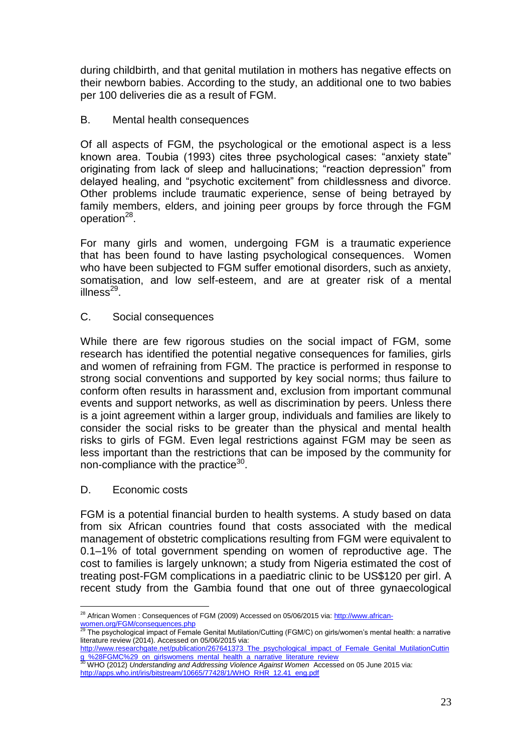during childbirth, and that genital mutilation in mothers has negative effects on their newborn babies. According to the study, an additional one to two babies per 100 deliveries die as a result of FGM.

B. Mental health consequences

Of all aspects of FGM, the psychological or the emotional aspect is a less known area. Toubia (1993) cites three psychological cases: "anxiety state" originating from lack of sleep and hallucinations; "reaction depression" from delayed healing, and "psychotic excitement" from childlessness and divorce. Other problems include traumatic experience, sense of being betrayed by family members, elders, and joining peer groups by force through the FGM operation[28].

For many girls and women, undergoing FGM is a traumatic experience that has been found to have lasting psychological consequences. Women who have been subjected to FGM suffer emotional disorders, such as anxiety, somatisation, and low self-esteem, and are at greater risk of a mental illness[29].

C. Social consequences

While there are few rigorous studies on the social impact of FGM, some research has identified the potential negative consequences for families, girls and women of refraining from FGM. The practice is performed in response to strong social conventions and supported by key social norms; thus failure to conform often results in harassment and, exclusion from important communal events and support networks, as well as discrimination by peers. Unless there is a joint agreement within a larger group, individuals and families are likely to consider the social risks to be greater than the physical and mental health risks to girls of FGM. Even legal restrictions against FGM may be seen as less important than the restrictions that can be imposed by the community for non-compliance with the practice[30].

D. Economic costs

FGM is a potential financial burden to health systems. A study based on data from six African countries found that costs associated with the medical management of obstetric complications resulting from FGM were equivalent to 0.1–1% of total government spending on women of reproductive age. The cost to families is largely unknown; a study from Nigeria estimated the cost of treating post-FGM complications in a paediatric clinic to be US$120 per girl. A recent study from the Gambia found that one out of three gynaecological

---

[28] African Women : Consequences of FGM (2009) Accessed on 05/06/2015 via: http://www.african-women.org/FGM/consequences.php

[29] The psychological impact of Female Genital Mutilation/Cutting (FGM/C) on girls/women's mental health: a narrative literature review (2014). Accessed on 05/06/2015 via: http://www.researchgate.net/publication/267641373_The_psychological_impact_of_Female_Genital_MutilationCutting_%28FGMC%29_on_girlswomens_mental_health_a_narrative_literature_review

[30] WHO (2012) *Understanding and Addressing Violence Against Women* Accessed on 05 June 2015 via: http://apps.who.int/iris/bitstream/10665/77428/1/WHO_RHR_12.41_eng.pdf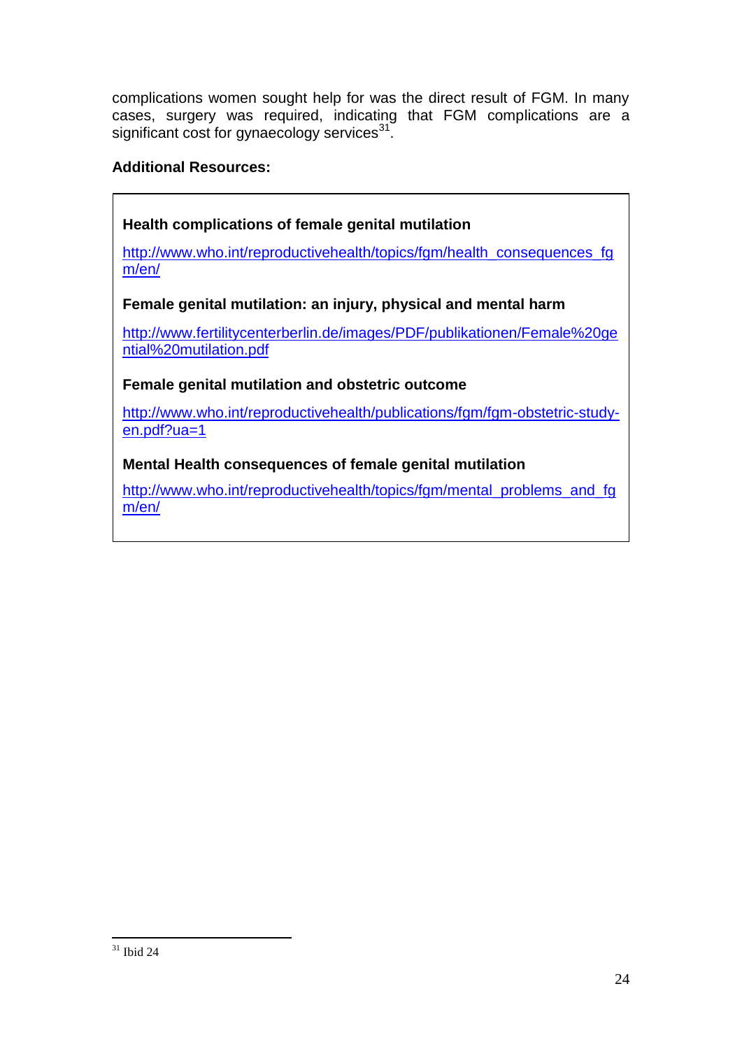complications women sought help for was the direct result of FGM. In many cases, surgery was required, indicating that FGM complications are a significant cost for gynaecology services[31].

**Additional Resources:**

**Health complications of female genital mutilation**

http://www.who.int/reproductivehealth/topics/fgm/health_consequences_fgm/en/

**Female genital mutilation: an injury, physical and mental harm**

http://www.fertilitycenterberlin.de/images/PDF/publikationen/Female%20gential%20mutilation.pdf

**Female genital mutilation and obstetric outcome**

http://www.who.int/reproductivehealth/publications/fgm/fgm-obstetric-study-en.pdf?ua=1

**Mental Health consequences of female genital mutilation**

http://www.who.int/reproductivehealth/topics/fgm/mental_problems_and_fgm/en/

---

[31] Ibid 24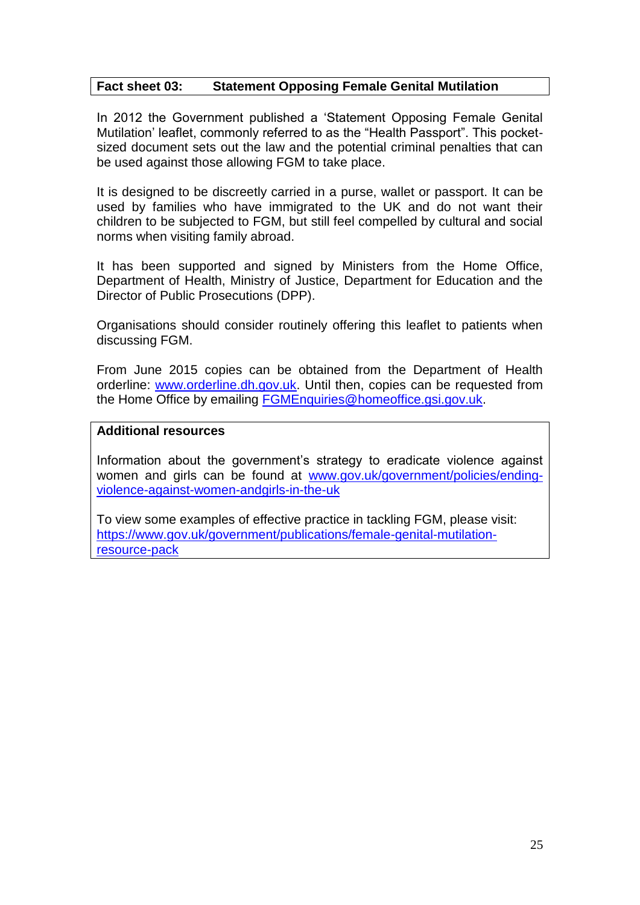## Fact sheet 03: Statement Opposing Female Genital Mutilation

In 2012 the Government published a 'Statement Opposing Female Genital Mutilation' leaflet, commonly referred to as the "Health Passport". This pocket-sized document sets out the law and the potential criminal penalties that can be used against those allowing FGM to take place.

It is designed to be discreetly carried in a purse, wallet or passport. It can be used by families who have immigrated to the UK and do not want their children to be subjected to FGM, but still feel compelled by cultural and social norms when visiting family abroad.

It has been supported and signed by Ministers from the Home Office, Department of Health, Ministry of Justice, Department for Education and the Director of Public Prosecutions (DPP).

Organisations should consider routinely offering this leaflet to patients when discussing FGM.

From June 2015 copies can be obtained from the Department of Health orderline: www.orderline.dh.gov.uk. Until then, copies can be requested from the Home Office by emailing FGMEnquiries@homeoffice.gsi.gov.uk.

### Additional resources

Information about the government's strategy to eradicate violence against women and girls can be found at www.gov.uk/government/policies/ending-violence-against-women-andgirls-in-the-uk

To view some examples of effective practice in tackling FGM, please visit: https://www.gov.uk/government/publications/female-genital-mutilation-resource-pack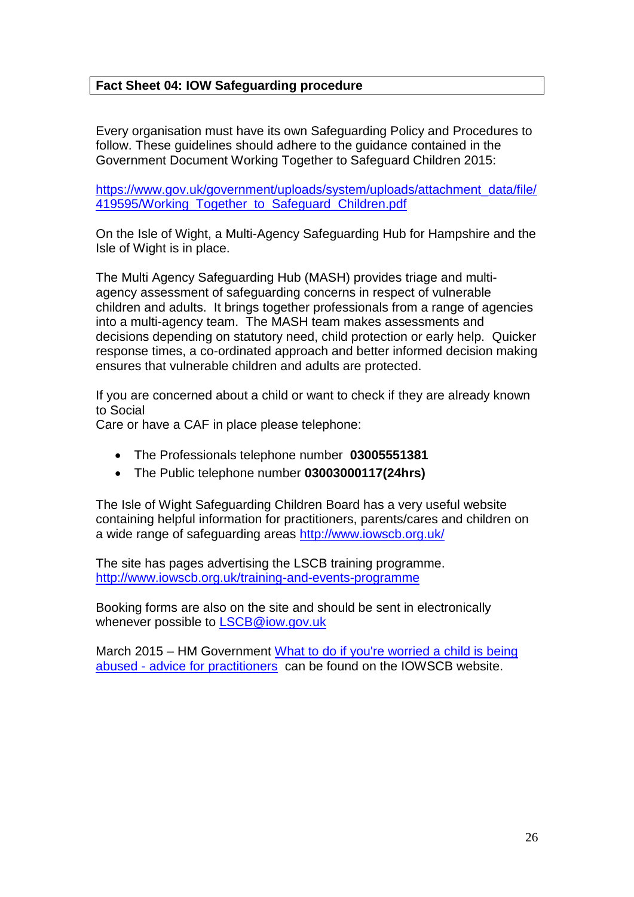**Fact Sheet 04: IOW Safeguarding procedure**

Every organisation must have its own Safeguarding Policy and Procedures to follow. These guidelines should adhere to the guidance contained in the Government Document Working Together to Safeguard Children 2015:

https://www.gov.uk/government/uploads/system/uploads/attachment_data/file/419595/Working_Together_to_Safeguard_Children.pdf

On the Isle of Wight, a Multi-Agency Safeguarding Hub for Hampshire and the Isle of Wight is in place.

The Multi Agency Safeguarding Hub (MASH) provides triage and multi-agency assessment of safeguarding concerns in respect of vulnerable children and adults. It brings together professionals from a range of agencies into a multi-agency team. The MASH team makes assessments and decisions depending on statutory need, child protection or early help. Quicker response times, a co-ordinated approach and better informed decision making ensures that vulnerable children and adults are protected.

If you are concerned about a child or want to check if they are already known to Social
Care or have a CAF in place please telephone:

- The Professionals telephone number **03005551381**
- The Public telephone number **03003000117(24hrs)**

The Isle of Wight Safeguarding Children Board has a very useful website containing helpful information for practitioners, parents/cares and children on a wide range of safeguarding areas http://www.iowscb.org.uk/

The site has pages advertising the LSCB training programme.
http://www.iowscb.org.uk/training-and-events-programme

Booking forms are also on the site and should be sent in electronically whenever possible to LSCB@iow.gov.uk

March 2015 – HM Government What to do if you're worried a child is being abused - advice for practitioners can be found on the IOWSCB website.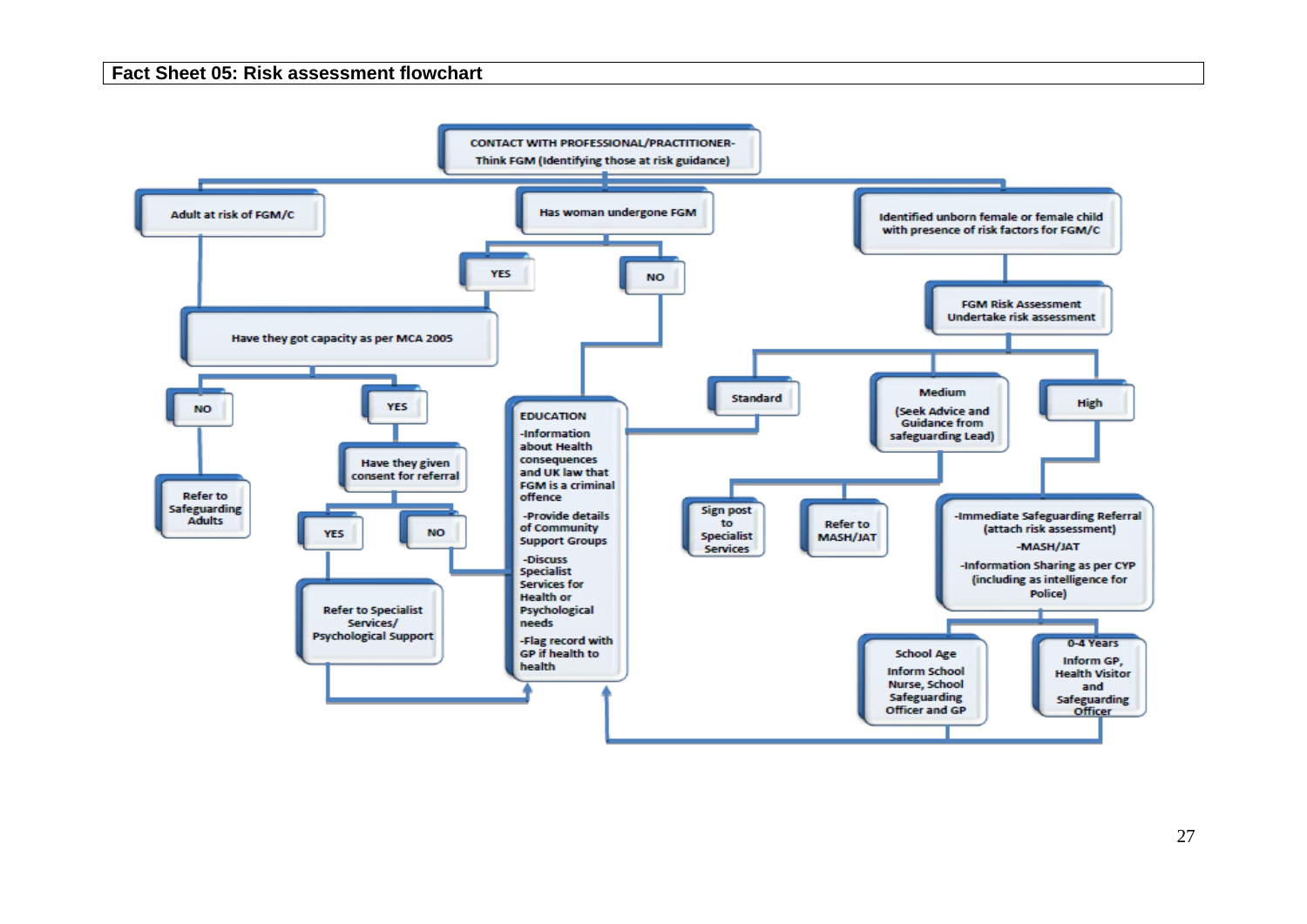## Fact Sheet 05: Risk assessment flowchart

CONTACT WITH PROFESSIONAL/PRACTITIONER- Think FGM (Identifying those at risk guidance)

Adult at risk of FGM/C

Has woman undergone FGM

Identified unborn female or female child with presence of risk factors for FGM/C

YES

NO

FGM Risk Assessment Undertake risk assessment

Have they got capacity as per MCA 2005

Standard

Medium (Seek Advice and Guidance from safeguarding Lead)

High

NO

YES

EDUCATION
-Information about Health consequences and UK law that FGM is a criminal offence
-Provide details of Community Support Groups
-Discuss Specialist Services for Health or Psychological needs
-Flag record with GP if health to health

Have they given consent for referral

Refer to Safeguarding Adults

YES

NO

Sign post to Specialist Services

Refer to MASH/JAT

-Immediate Safeguarding Referral (attach risk assessment)
-MASH/JAT
-Information Sharing as per CYP (including as intelligence for Police)

Refer to Specialist Services/ Psychological Support

School Age
Inform School Nurse, School Safeguarding Officer and GP

0-4 Years
Inform GP, Health Visitor and Safeguarding Officer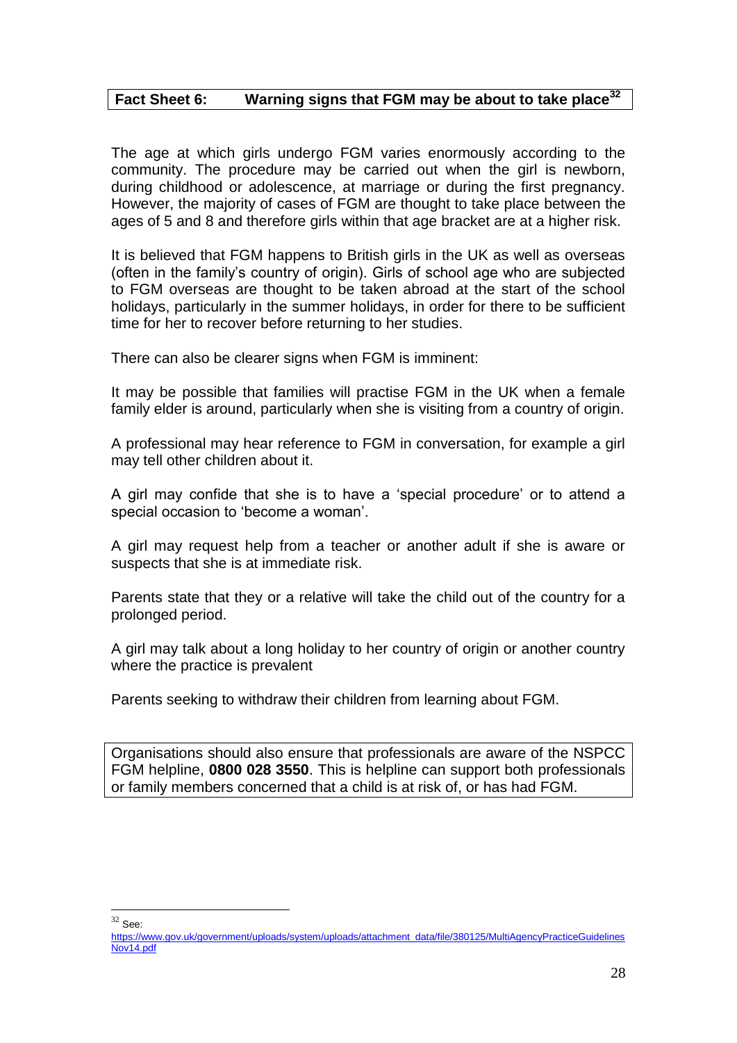## Fact Sheet 6: Warning signs that FGM may be about to take place[32]

The age at which girls undergo FGM varies enormously according to the community. The procedure may be carried out when the girl is newborn, during childhood or adolescence, at marriage or during the first pregnancy. However, the majority of cases of FGM are thought to take place between the ages of 5 and 8 and therefore girls within that age bracket are at a higher risk.

It is believed that FGM happens to British girls in the UK as well as overseas (often in the family's country of origin). Girls of school age who are subjected to FGM overseas are thought to be taken abroad at the start of the school holidays, particularly in the summer holidays, in order for there to be sufficient time for her to recover before returning to her studies.

There can also be clearer signs when FGM is imminent:

It may be possible that families will practise FGM in the UK when a female family elder is around, particularly when she is visiting from a country of origin.

A professional may hear reference to FGM in conversation, for example a girl may tell other children about it.

A girl may confide that she is to have a 'special procedure' or to attend a special occasion to 'become a woman'.

A girl may request help from a teacher or another adult if she is aware or suspects that she is at immediate risk.

Parents state that they or a relative will take the child out of the country for a prolonged period.

A girl may talk about a long holiday to her country of origin or another country where the practice is prevalent

Parents seeking to withdraw their children from learning about FGM.

> Organisations should also ensure that professionals are aware of the NSPCC FGM helpline, **0800 028 3550**. This is helpline can support both professionals or family members concerned that a child is at risk of, or has had FGM.

---

[32] See: https://www.gov.uk/government/uploads/system/uploads/attachment_data/file/380125/MultiAgencyPracticeGuidelinesNov14.pdf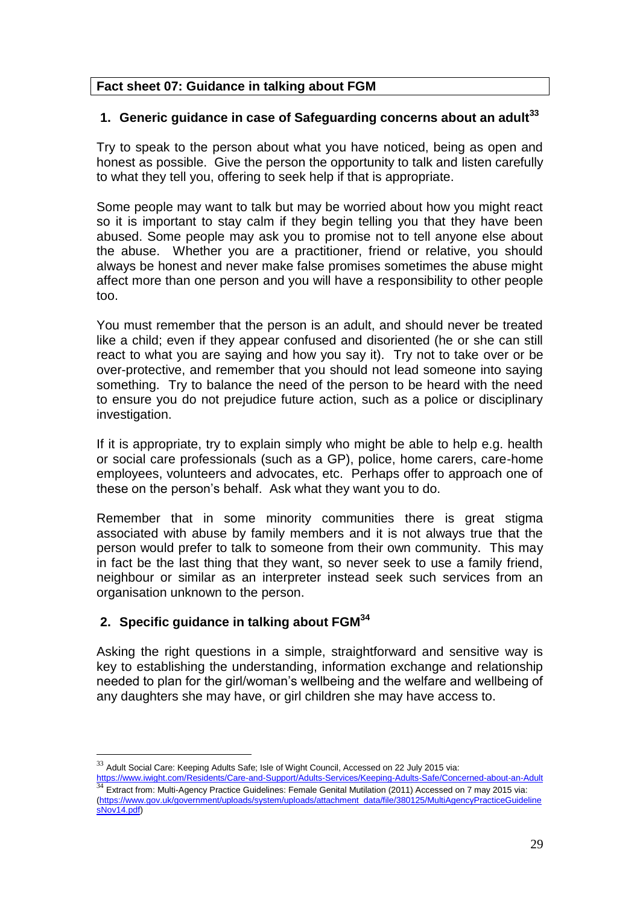**Fact sheet 07: Guidance in talking about FGM**

## 1. Generic guidance in case of Safeguarding concerns about an adult[33]

Try to speak to the person about what you have noticed, being as open and honest as possible. Give the person the opportunity to talk and listen carefully to what they tell you, offering to seek help if that is appropriate.

Some people may want to talk but may be worried about how you might react so it is important to stay calm if they begin telling you that they have been abused. Some people may ask you to promise not to tell anyone else about the abuse. Whether you are a practitioner, friend or relative, you should always be honest and never make false promises sometimes the abuse might affect more than one person and you will have a responsibility to other people too.

You must remember that the person is an adult, and should never be treated like a child; even if they appear confused and disoriented (he or she can still react to what you are saying and how you say it). Try not to take over or be over-protective, and remember that you should not lead someone into saying something. Try to balance the need of the person to be heard with the need to ensure you do not prejudice future action, such as a police or disciplinary investigation.

If it is appropriate, try to explain simply who might be able to help e.g. health or social care professionals (such as a GP), police, home carers, care-home employees, volunteers and advocates, etc. Perhaps offer to approach one of these on the person's behalf. Ask what they want you to do.

Remember that in some minority communities there is great stigma associated with abuse by family members and it is not always true that the person would prefer to talk to someone from their own community. This may in fact be the last thing that they want, so never seek to use a family friend, neighbour or similar as an interpreter instead seek such services from an organisation unknown to the person.

## 2. Specific guidance in talking about FGM[34]

Asking the right questions in a simple, straightforward and sensitive way is key to establishing the understanding, information exchange and relationship needed to plan for the girl/woman's wellbeing and the welfare and wellbeing of any daughters she may have, or girl children she may have access to.

---

[33] Adult Social Care: Keeping Adults Safe; Isle of Wight Council, Accessed on 22 July 2015 via: https://www.iwight.com/Residents/Care-and-Support/Adults-Services/Keeping-Adults-Safe/Concerned-about-an-Adult

[34] Extract from: Multi-Agency Practice Guidelines: Female Genital Mutilation (2011) Accessed on 7 may 2015 via: (https://www.gov.uk/government/uploads/system/uploads/attachment_data/file/380125/MultiAgencyPracticeGuidelinesNov14.pdf)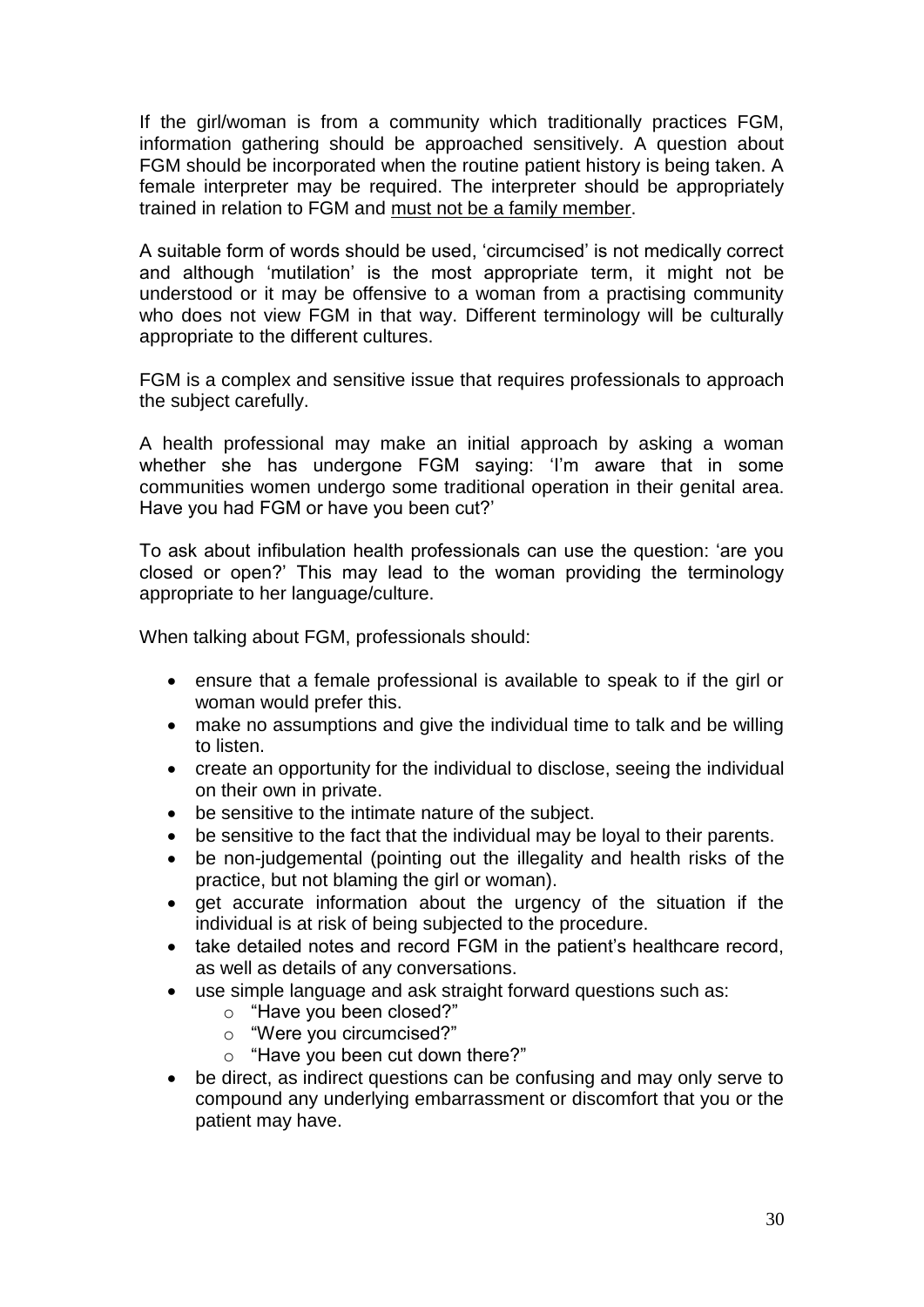If the girl/woman is from a community which traditionally practices FGM, information gathering should be approached sensitively. A question about FGM should be incorporated when the routine patient history is being taken. A female interpreter may be required. The interpreter should be appropriately trained in relation to FGM and <u>must not be a family member</u>.

A suitable form of words should be used, 'circumcised' is not medically correct and although 'mutilation' is the most appropriate term, it might not be understood or it may be offensive to a woman from a practising community who does not view FGM in that way. Different terminology will be culturally appropriate to the different cultures.

FGM is a complex and sensitive issue that requires professionals to approach the subject carefully.

A health professional may make an initial approach by asking a woman whether she has undergone FGM saying: 'I'm aware that in some communities women undergo some traditional operation in their genital area. Have you had FGM or have you been cut?'

To ask about infibulation health professionals can use the question: 'are you closed or open?' This may lead to the woman providing the terminology appropriate to her language/culture.

When talking about FGM, professionals should:

- ensure that a female professional is available to speak to if the girl or woman would prefer this.
- make no assumptions and give the individual time to talk and be willing to listen.
- create an opportunity for the individual to disclose, seeing the individual on their own in private.
- be sensitive to the intimate nature of the subject.
- be sensitive to the fact that the individual may be loyal to their parents.
- be non-judgemental (pointing out the illegality and health risks of the practice, but not blaming the girl or woman).
- get accurate information about the urgency of the situation if the individual is at risk of being subjected to the procedure.
- take detailed notes and record FGM in the patient's healthcare record, as well as details of any conversations.
- use simple language and ask straight forward questions such as:
  - "Have you been closed?"
  - "Were you circumcised?"
  - "Have you been cut down there?"
- be direct, as indirect questions can be confusing and may only serve to compound any underlying embarrassment or discomfort that you or the patient may have.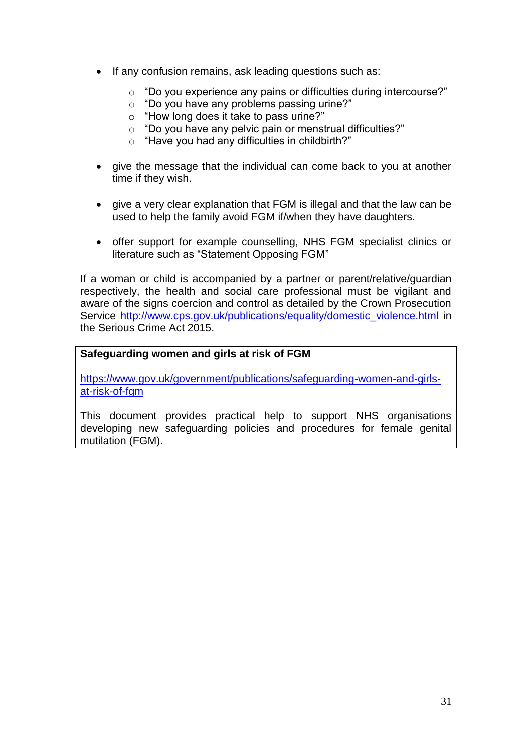- If any confusion remains, ask leading questions such as:
  - "Do you experience any pains or difficulties during intercourse?"
  - "Do you have any problems passing urine?"
  - "How long does it take to pass urine?"
  - "Do you have any pelvic pain or menstrual difficulties?"
  - "Have you had any difficulties in childbirth?"

- give the message that the individual can come back to you at another time if they wish.

- give a very clear explanation that FGM is illegal and that the law can be used to help the family avoid FGM if/when they have daughters.

- offer support for example counselling, NHS FGM specialist clinics or literature such as "Statement Opposing FGM"

If a woman or child is accompanied by a partner or parent/relative/guardian respectively, the health and social care professional must be vigilant and aware of the signs coercion and control as detailed by the Crown Prosecution Service http://www.cps.gov.uk/publications/equality/domestic_violence.html in the Serious Crime Act 2015.

**Safeguarding women and girls at risk of FGM**

https://www.gov.uk/government/publications/safeguarding-women-and-girls-at-risk-of-fgm

This document provides practical help to support NHS organisations developing new safeguarding policies and procedures for female genital mutilation (FGM).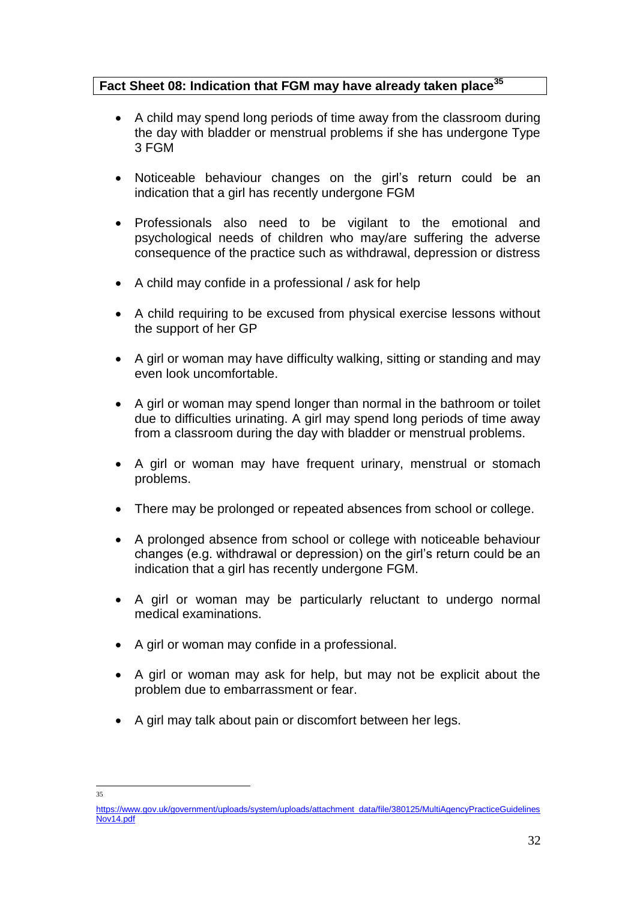**Fact Sheet 08: Indication that FGM may have already taken place[35]**

- A child may spend long periods of time away from the classroom during the day with bladder or menstrual problems if she has undergone Type 3 FGM
- Noticeable behaviour changes on the girl's return could be an indication that a girl has recently undergone FGM
- Professionals also need to be vigilant to the emotional and psychological needs of children who may/are suffering the adverse consequence of the practice such as withdrawal, depression or distress
- A child may confide in a professional / ask for help
- A child requiring to be excused from physical exercise lessons without the support of her GP
- A girl or woman may have difficulty walking, sitting or standing and may even look uncomfortable.
- A girl or woman may spend longer than normal in the bathroom or toilet due to difficulties urinating. A girl may spend long periods of time away from a classroom during the day with bladder or menstrual problems.
- A girl or woman may have frequent urinary, menstrual or stomach problems.
- There may be prolonged or repeated absences from school or college.
- A prolonged absence from school or college with noticeable behaviour changes (e.g. withdrawal or depression) on the girl's return could be an indication that a girl has recently undergone FGM.
- A girl or woman may be particularly reluctant to undergo normal medical examinations.
- A girl or woman may confide in a professional.
- A girl or woman may ask for help, but may not be explicit about the problem due to embarrassment or fear.
- A girl may talk about pain or discomfort between her legs.

[35] https://www.gov.uk/government/uploads/system/uploads/attachment_data/file/380125/MultiAgencyPracticeGuidelinesNov14.pdf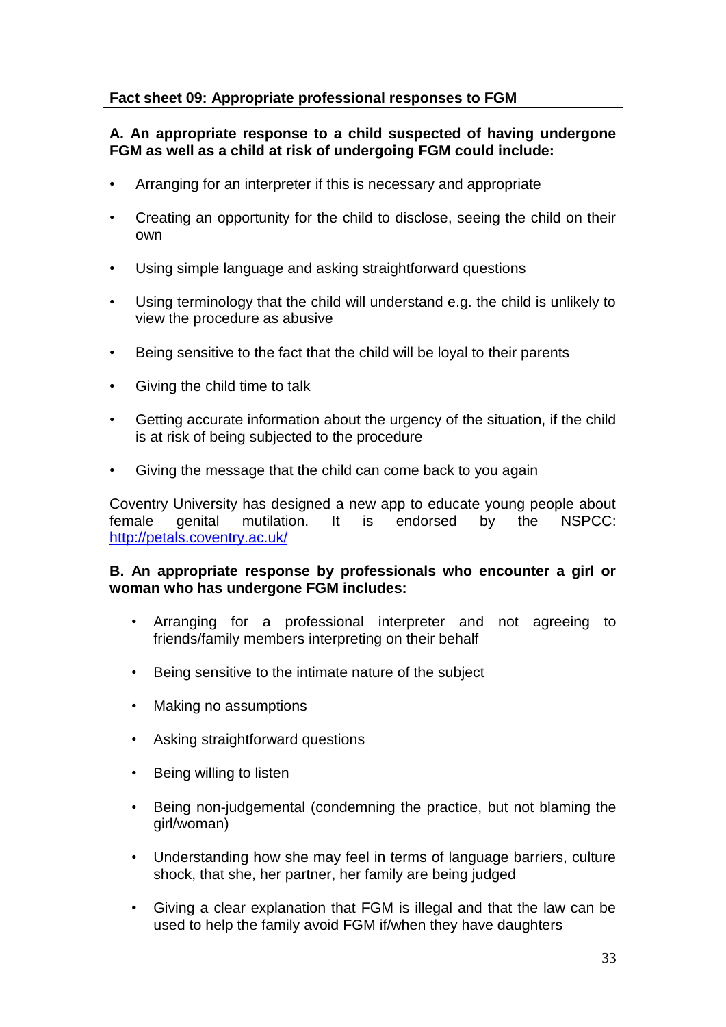## Fact sheet 09: Appropriate professional responses to FGM

**A. An appropriate response to a child suspected of having undergone FGM as well as a child at risk of undergoing FGM could include:**

- Arranging for an interpreter if this is necessary and appropriate
- Creating an opportunity for the child to disclose, seeing the child on their own
- Using simple language and asking straightforward questions
- Using terminology that the child will understand e.g. the child is unlikely to view the procedure as abusive
- Being sensitive to the fact that the child will be loyal to their parents
- Giving the child time to talk
- Getting accurate information about the urgency of the situation, if the child is at risk of being subjected to the procedure
- Giving the message that the child can come back to you again

Coventry University has designed a new app to educate young people about female genital mutilation. It is endorsed by the NSPCC: http://petals.coventry.ac.uk/

**B. An appropriate response by professionals who encounter a girl or woman who has undergone FGM includes:**

- Arranging for a professional interpreter and not agreeing to friends/family members interpreting on their behalf
- Being sensitive to the intimate nature of the subject
- Making no assumptions
- Asking straightforward questions
- Being willing to listen
- Being non-judgemental (condemning the practice, but not blaming the girl/woman)
- Understanding how she may feel in terms of language barriers, culture shock, that she, her partner, her family are being judged
- Giving a clear explanation that FGM is illegal and that the law can be used to help the family avoid FGM if/when they have daughters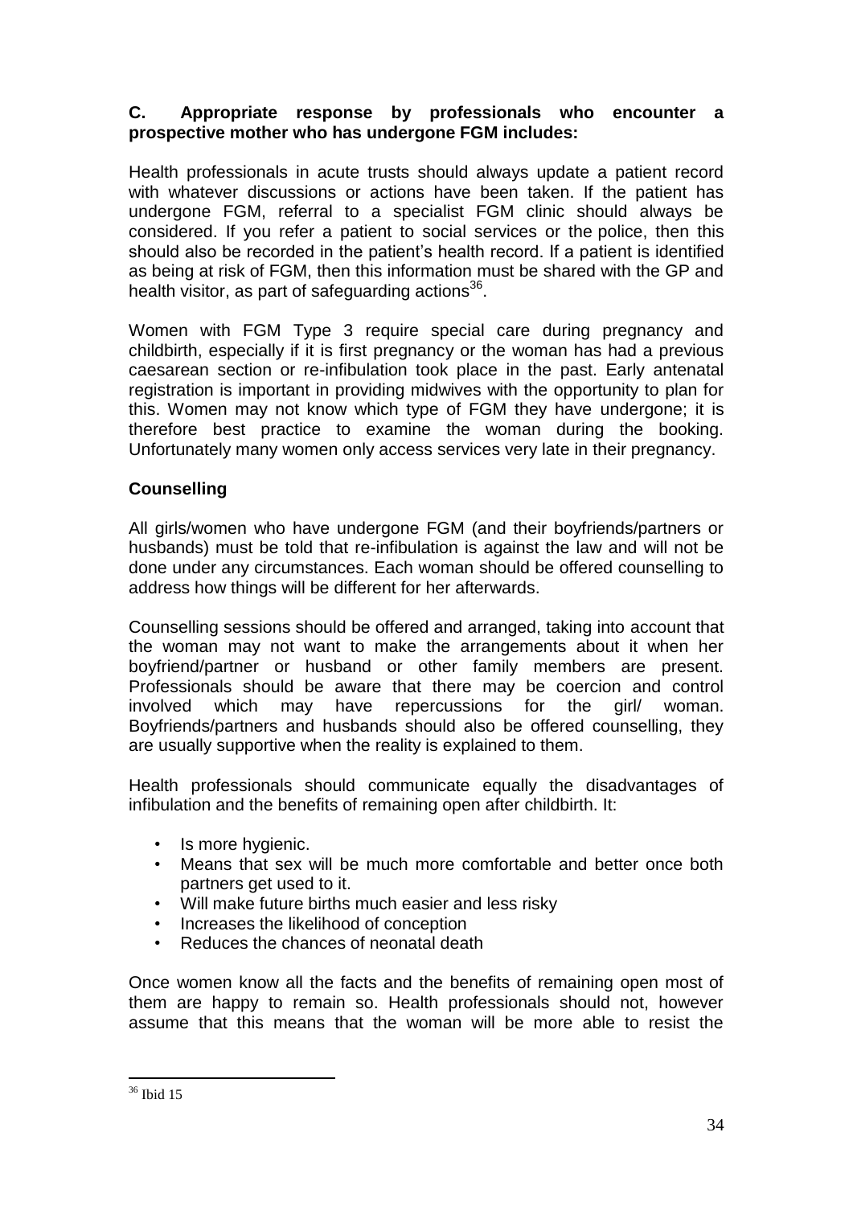**C. Appropriate response by professionals who encounter a prospective mother who has undergone FGM includes:**

Health professionals in acute trusts should always update a patient record with whatever discussions or actions have been taken. If the patient has undergone FGM, referral to a specialist FGM clinic should always be considered. If you refer a patient to social services or the police, then this should also be recorded in the patient's health record. If a patient is identified as being at risk of FGM, then this information must be shared with the GP and health visitor, as part of safeguarding actions[36].

Women with FGM Type 3 require special care during pregnancy and childbirth, especially if it is first pregnancy or the woman has had a previous caesarean section or re-infibulation took place in the past. Early antenatal registration is important in providing midwives with the opportunity to plan for this. Women may not know which type of FGM they have undergone; it is therefore best practice to examine the woman during the booking. Unfortunately many women only access services very late in their pregnancy.

**Counselling**

All girls/women who have undergone FGM (and their boyfriends/partners or husbands) must be told that re-infibulation is against the law and will not be done under any circumstances. Each woman should be offered counselling to address how things will be different for her afterwards.

Counselling sessions should be offered and arranged, taking into account that the woman may not want to make the arrangements about it when her boyfriend/partner or husband or other family members are present. Professionals should be aware that there may be coercion and control involved which may have repercussions for the girl/ woman. Boyfriends/partners and husbands should also be offered counselling, they are usually supportive when the reality is explained to them.

Health professionals should communicate equally the disadvantages of infibulation and the benefits of remaining open after childbirth. It:

- Is more hygienic.
- Means that sex will be much more comfortable and better once both partners get used to it.
- Will make future births much easier and less risky
- Increases the likelihood of conception
- Reduces the chances of neonatal death

Once women know all the facts and the benefits of remaining open most of them are happy to remain so. Health professionals should not, however assume that this means that the woman will be more able to resist the

[36] Ibid 15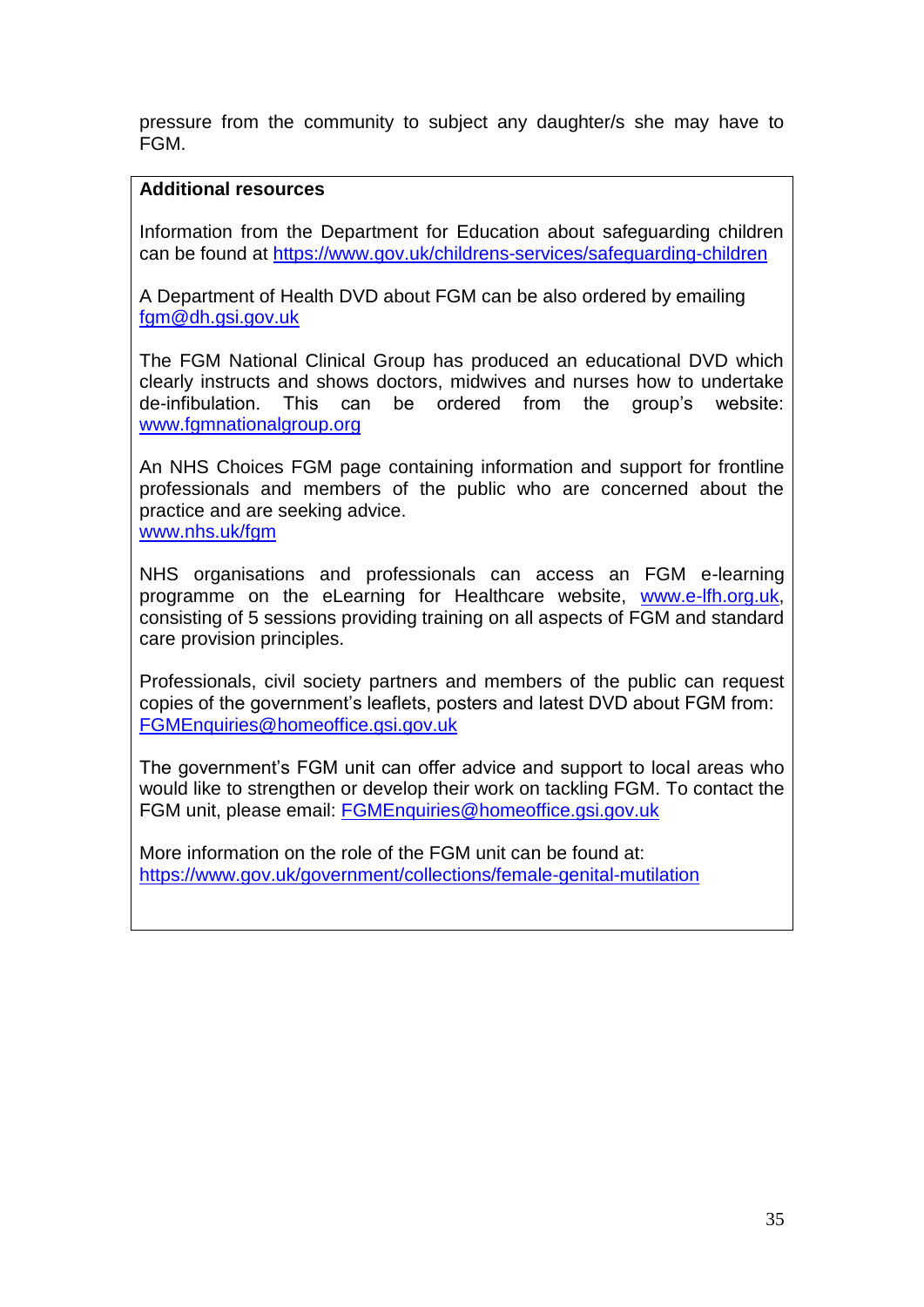pressure from the community to subject any daughter/s she may have to FGM.

**Additional resources**

Information from the Department for Education about safeguarding children can be found at https://www.gov.uk/childrens-services/safeguarding-children

A Department of Health DVD about FGM can be also ordered by emailing fgm@dh.gsi.gov.uk

The FGM National Clinical Group has produced an educational DVD which clearly instructs and shows doctors, midwives and nurses how to undertake de-infibulation. This can be ordered from the group's website: www.fgmnationalgroup.org

An NHS Choices FGM page containing information and support for frontline professionals and members of the public who are concerned about the practice and are seeking advice.
www.nhs.uk/fgm

NHS organisations and professionals can access an FGM e-learning programme on the eLearning for Healthcare website, www.e-lfh.org.uk, consisting of 5 sessions providing training on all aspects of FGM and standard care provision principles.

Professionals, civil society partners and members of the public can request copies of the government's leaflets, posters and latest DVD about FGM from: FGMEnquiries@homeoffice.gsi.gov.uk

The government's FGM unit can offer advice and support to local areas who would like to strengthen or develop their work on tackling FGM. To contact the FGM unit, please email: FGMEnquiries@homeoffice.gsi.gov.uk

More information on the role of the FGM unit can be found at:
https://www.gov.uk/government/collections/female-genital-mutilation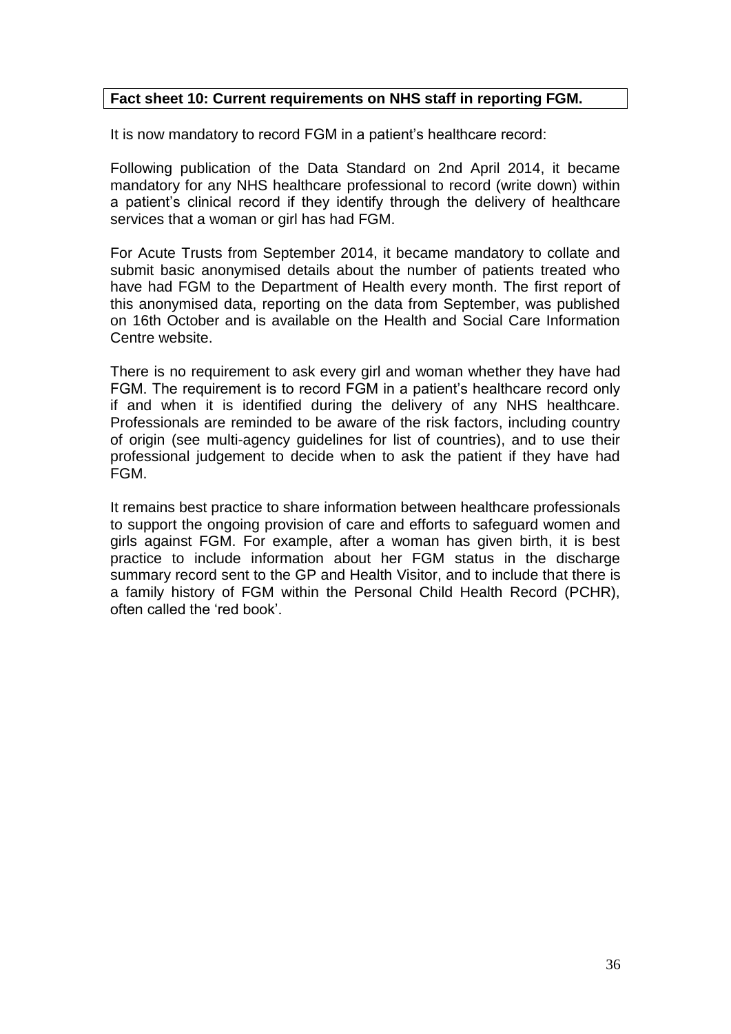**Fact sheet 10: Current requirements on NHS staff in reporting FGM.**

It is now mandatory to record FGM in a patient's healthcare record:

Following publication of the Data Standard on 2nd April 2014, it became mandatory for any NHS healthcare professional to record (write down) within a patient's clinical record if they identify through the delivery of healthcare services that a woman or girl has had FGM.

For Acute Trusts from September 2014, it became mandatory to collate and submit basic anonymised details about the number of patients treated who have had FGM to the Department of Health every month. The first report of this anonymised data, reporting on the data from September, was published on 16th October and is available on the Health and Social Care Information Centre website.

There is no requirement to ask every girl and woman whether they have had FGM. The requirement is to record FGM in a patient's healthcare record only if and when it is identified during the delivery of any NHS healthcare. Professionals are reminded to be aware of the risk factors, including country of origin (see multi-agency guidelines for list of countries), and to use their professional judgement to decide when to ask the patient if they have had FGM.

It remains best practice to share information between healthcare professionals to support the ongoing provision of care and efforts to safeguard women and girls against FGM. For example, after a woman has given birth, it is best practice to include information about her FGM status in the discharge summary record sent to the GP and Health Visitor, and to include that there is a family history of FGM within the Personal Child Health Record (PCHR), often called the 'red book'.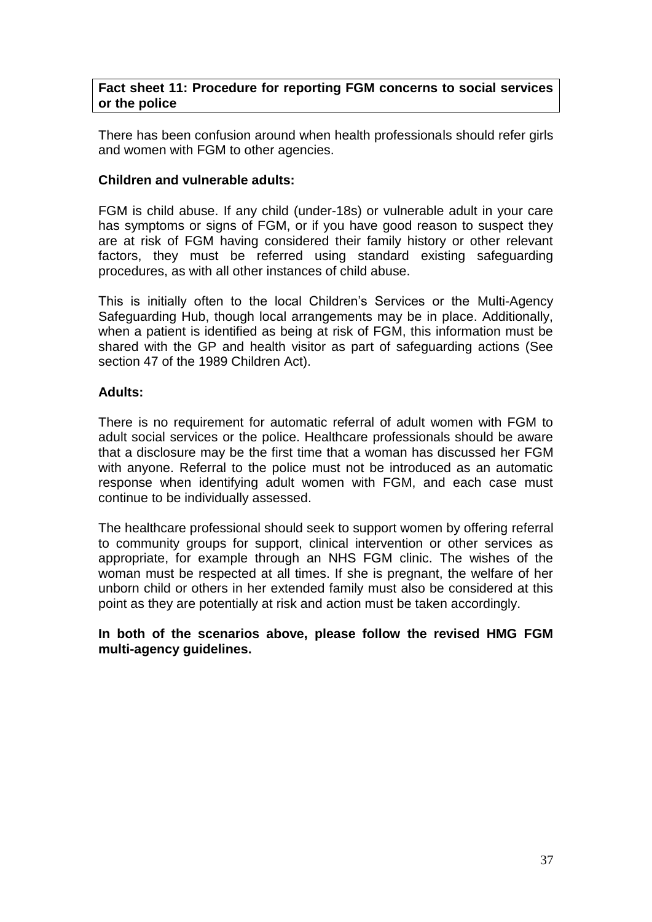## Fact sheet 11: Procedure for reporting FGM concerns to social services or the police

There has been confusion around when health professionals should refer girls and women with FGM to other agencies.

**Children and vulnerable adults:**

FGM is child abuse. If any child (under-18s) or vulnerable adult in your care has symptoms or signs of FGM, or if you have good reason to suspect they are at risk of FGM having considered their family history or other relevant factors, they must be referred using standard existing safeguarding procedures, as with all other instances of child abuse.

This is initially often to the local Children's Services or the Multi-Agency Safeguarding Hub, though local arrangements may be in place. Additionally, when a patient is identified as being at risk of FGM, this information must be shared with the GP and health visitor as part of safeguarding actions (See section 47 of the 1989 Children Act).

**Adults:**

There is no requirement for automatic referral of adult women with FGM to adult social services or the police. Healthcare professionals should be aware that a disclosure may be the first time that a woman has discussed her FGM with anyone. Referral to the police must not be introduced as an automatic response when identifying adult women with FGM, and each case must continue to be individually assessed.

The healthcare professional should seek to support women by offering referral to community groups for support, clinical intervention or other services as appropriate, for example through an NHS FGM clinic. The wishes of the woman must be respected at all times. If she is pregnant, the welfare of her unborn child or others in her extended family must also be considered at this point as they are potentially at risk and action must be taken accordingly.

**In both of the scenarios above, please follow the revised HMG FGM multi-agency guidelines.**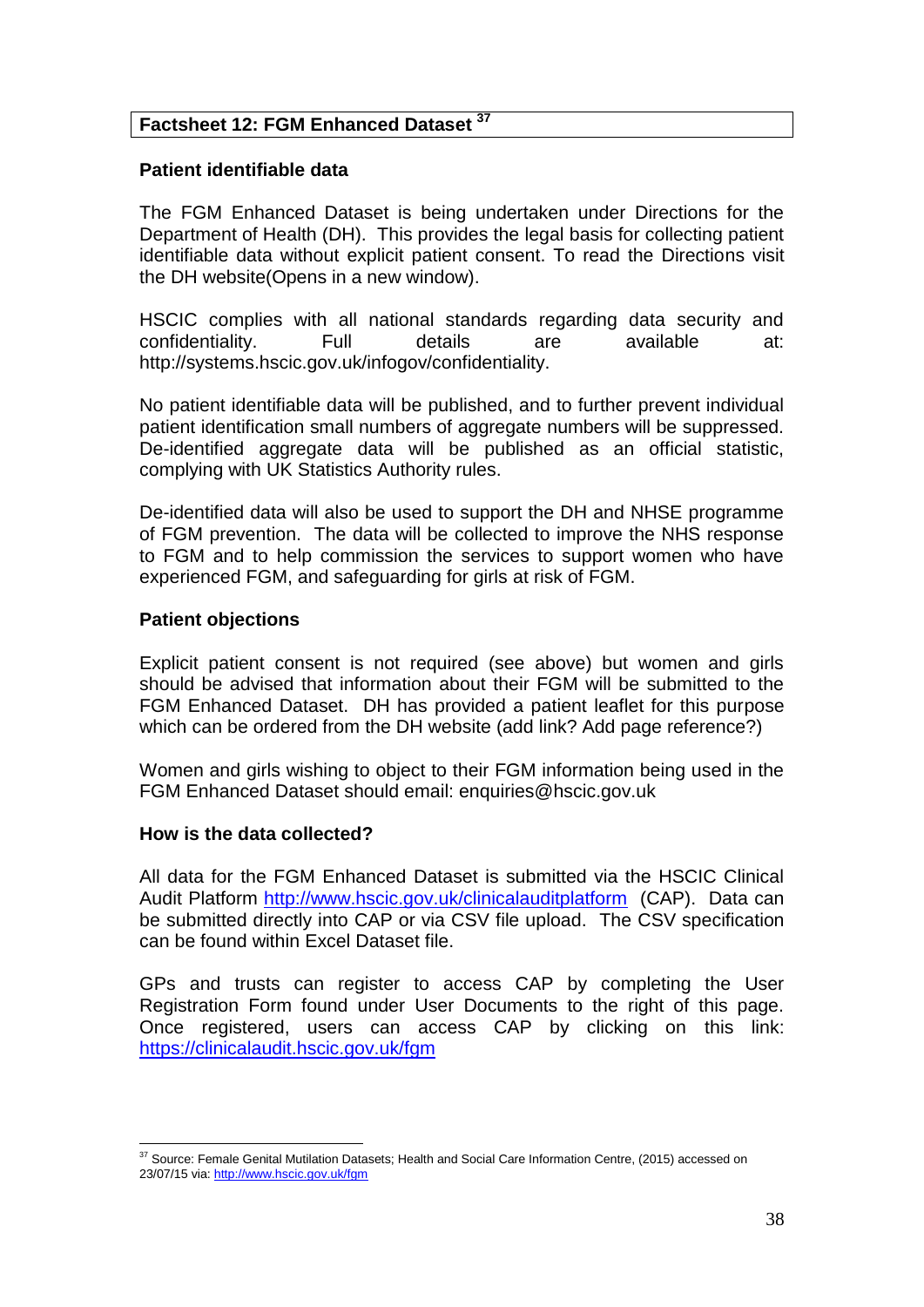## Factsheet 12: FGM Enhanced Dataset [37]

**Patient identifiable data**

The FGM Enhanced Dataset is being undertaken under Directions for the Department of Health (DH). This provides the legal basis for collecting patient identifiable data without explicit patient consent. To read the Directions visit the DH website(Opens in a new window).

HSCIC complies with all national standards regarding data security and confidentiality. Full details are available at: http://systems.hscic.gov.uk/infogov/confidentiality.

No patient identifiable data will be published, and to further prevent individual patient identification small numbers of aggregate numbers will be suppressed. De-identified aggregate data will be published as an official statistic, complying with UK Statistics Authority rules.

De-identified data will also be used to support the DH and NHSE programme of FGM prevention. The data will be collected to improve the NHS response to FGM and to help commission the services to support women who have experienced FGM, and safeguarding for girls at risk of FGM.

**Patient objections**

Explicit patient consent is not required (see above) but women and girls should be advised that information about their FGM will be submitted to the FGM Enhanced Dataset. DH has provided a patient leaflet for this purpose which can be ordered from the DH website (add link? Add page reference?)

Women and girls wishing to object to their FGM information being used in the FGM Enhanced Dataset should email: enquiries@hscic.gov.uk

**How is the data collected?**

All data for the FGM Enhanced Dataset is submitted via the HSCIC Clinical Audit Platform http://www.hscic.gov.uk/clinicalauditplatform (CAP). Data can be submitted directly into CAP or via CSV file upload. The CSV specification can be found within Excel Dataset file.

GPs and trusts can register to access CAP by completing the User Registration Form found under User Documents to the right of this page. Once registered, users can access CAP by clicking on this link: https://clinicalaudit.hscic.gov.uk/fgm

---

[37] Source: Female Genital Mutilation Datasets; Health and Social Care Information Centre, (2015) accessed on 23/07/15 via: http://www.hscic.gov.uk/fgm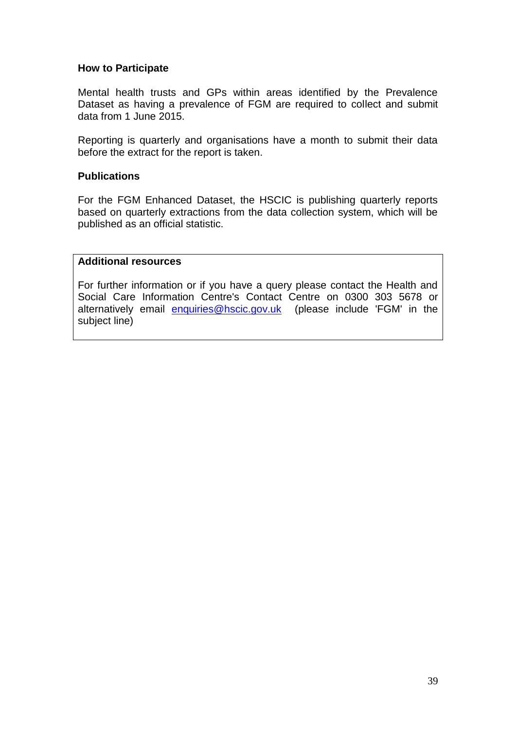### How to Participate

Mental health trusts and GPs within areas identified by the Prevalence Dataset as having a prevalence of FGM are required to collect and submit data from 1 June 2015.

Reporting is quarterly and organisations have a month to submit their data before the extract for the report is taken.

### Publications

For the FGM Enhanced Dataset, the HSCIC is publishing quarterly reports based on quarterly extractions from the data collection system, which will be published as an official statistic.

### Additional resources

For further information or if you have a query please contact the Health and Social Care Information Centre's Contact Centre on 0300 303 5678 or alternatively email enquiries@hscic.gov.uk (please include 'FGM' in the subject line)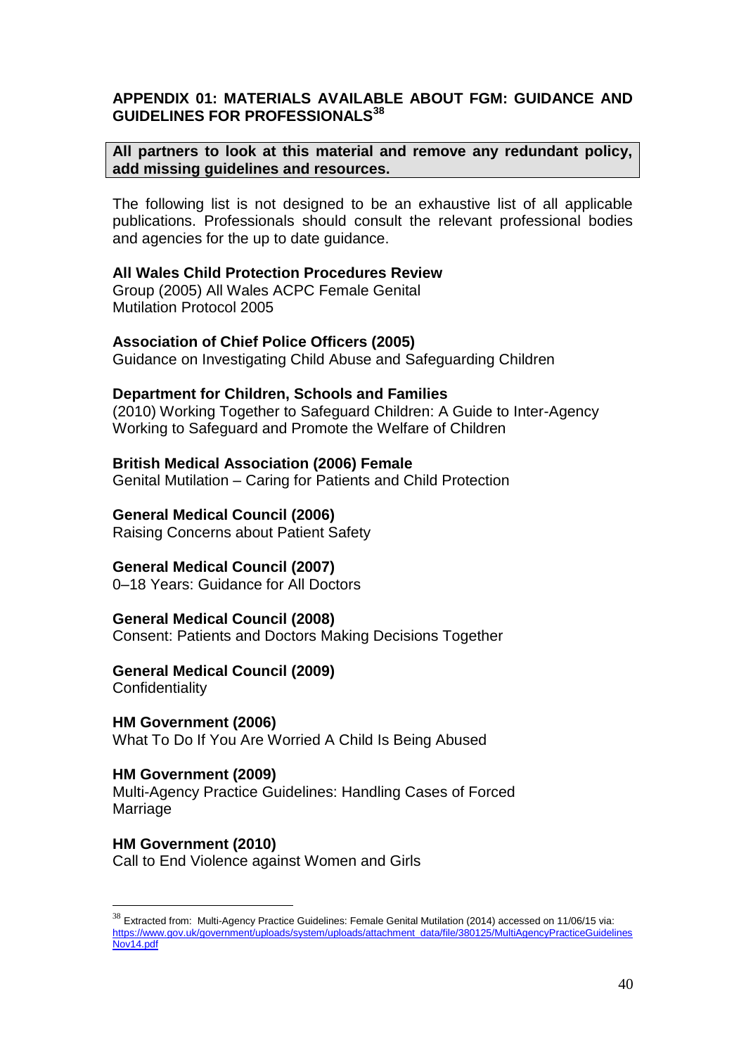## APPENDIX 01: MATERIALS AVAILABLE ABOUT FGM: GUIDANCE AND GUIDELINES FOR PROFESSIONALS[38]

**All partners to look at this material and remove any redundant policy, add missing guidelines and resources.**

The following list is not designed to be an exhaustive list of all applicable publications. Professionals should consult the relevant professional bodies and agencies for the up to date guidance.

**All Wales Child Protection Procedures Review**
Group (2005) All Wales ACPC Female Genital Mutilation Protocol 2005

**Association of Chief Police Officers (2005)**
Guidance on Investigating Child Abuse and Safeguarding Children

**Department for Children, Schools and Families**
(2010) Working Together to Safeguard Children: A Guide to Inter-Agency Working to Safeguard and Promote the Welfare of Children

**British Medical Association (2006) Female**
Genital Mutilation – Caring for Patients and Child Protection

**General Medical Council (2006)**
Raising Concerns about Patient Safety

**General Medical Council (2007)**
0–18 Years: Guidance for All Doctors

**General Medical Council (2008)**
Consent: Patients and Doctors Making Decisions Together

**General Medical Council (2009)**
Confidentiality

**HM Government (2006)**
What To Do If You Are Worried A Child Is Being Abused

**HM Government (2009)**
Multi-Agency Practice Guidelines: Handling Cases of Forced Marriage

**HM Government (2010)**
Call to End Violence against Women and Girls

---

[38] Extracted from: Multi-Agency Practice Guidelines: Female Genital Mutilation (2014) accessed on 11/06/15 via: https://www.gov.uk/government/uploads/system/uploads/attachment_data/file/380125/MultiAgencyPracticeGuidelinesNov14.pdf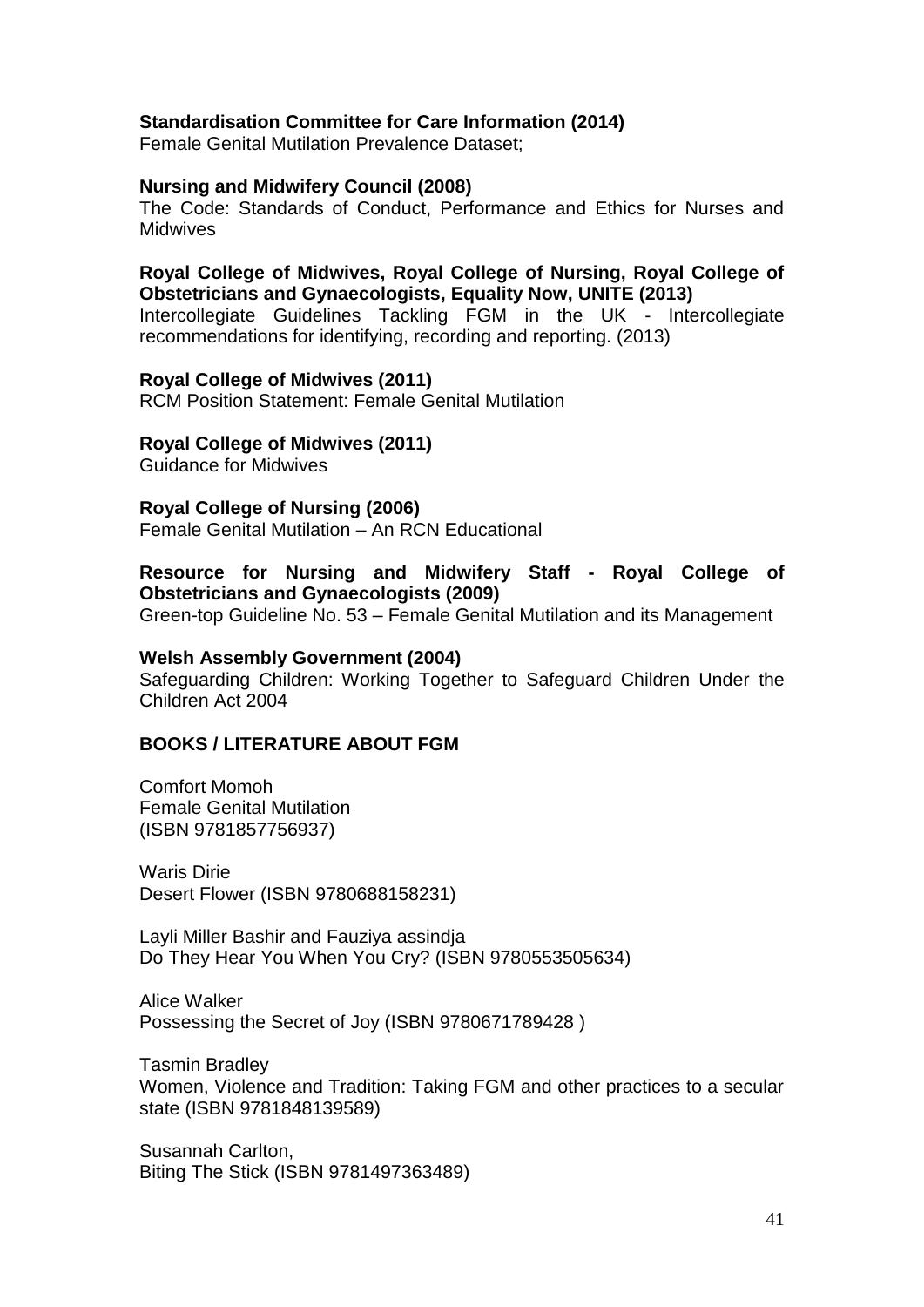**Standardisation Committee for Care Information (2014)**
Female Genital Mutilation Prevalence Dataset;

**Nursing and Midwifery Council (2008)**
The Code: Standards of Conduct, Performance and Ethics for Nurses and Midwives

**Royal College of Midwives, Royal College of Nursing, Royal College of Obstetricians and Gynaecologists, Equality Now, UNITE (2013)**
Intercollegiate Guidelines Tackling FGM in the UK - Intercollegiate recommendations for identifying, recording and reporting. (2013)

**Royal College of Midwives (2011)**
RCM Position Statement: Female Genital Mutilation

**Royal College of Midwives (2011)**
Guidance for Midwives

**Royal College of Nursing (2006)**
Female Genital Mutilation – An RCN Educational

**Resource for Nursing and Midwifery Staff - Royal College of Obstetricians and Gynaecologists (2009)**
Green-top Guideline No. 53 – Female Genital Mutilation and its Management

**Welsh Assembly Government (2004)**
Safeguarding Children: Working Together to Safeguard Children Under the Children Act 2004

## BOOKS / LITERATURE ABOUT FGM

Comfort Momoh
Female Genital Mutilation
(ISBN 9781857756937)

Waris Dirie
Desert Flower (ISBN 9780688158231)

Layli Miller Bashir and Fauziya assindja
Do They Hear You When You Cry? (ISBN 9780553505634)

Alice Walker
Possessing the Secret of Joy (ISBN 9780671789428 )

Tasmin Bradley
Women, Violence and Tradition: Taking FGM and other practices to a secular state (ISBN 9781848139589)

Susannah Carlton,
Biting The Stick (ISBN 9781497363489)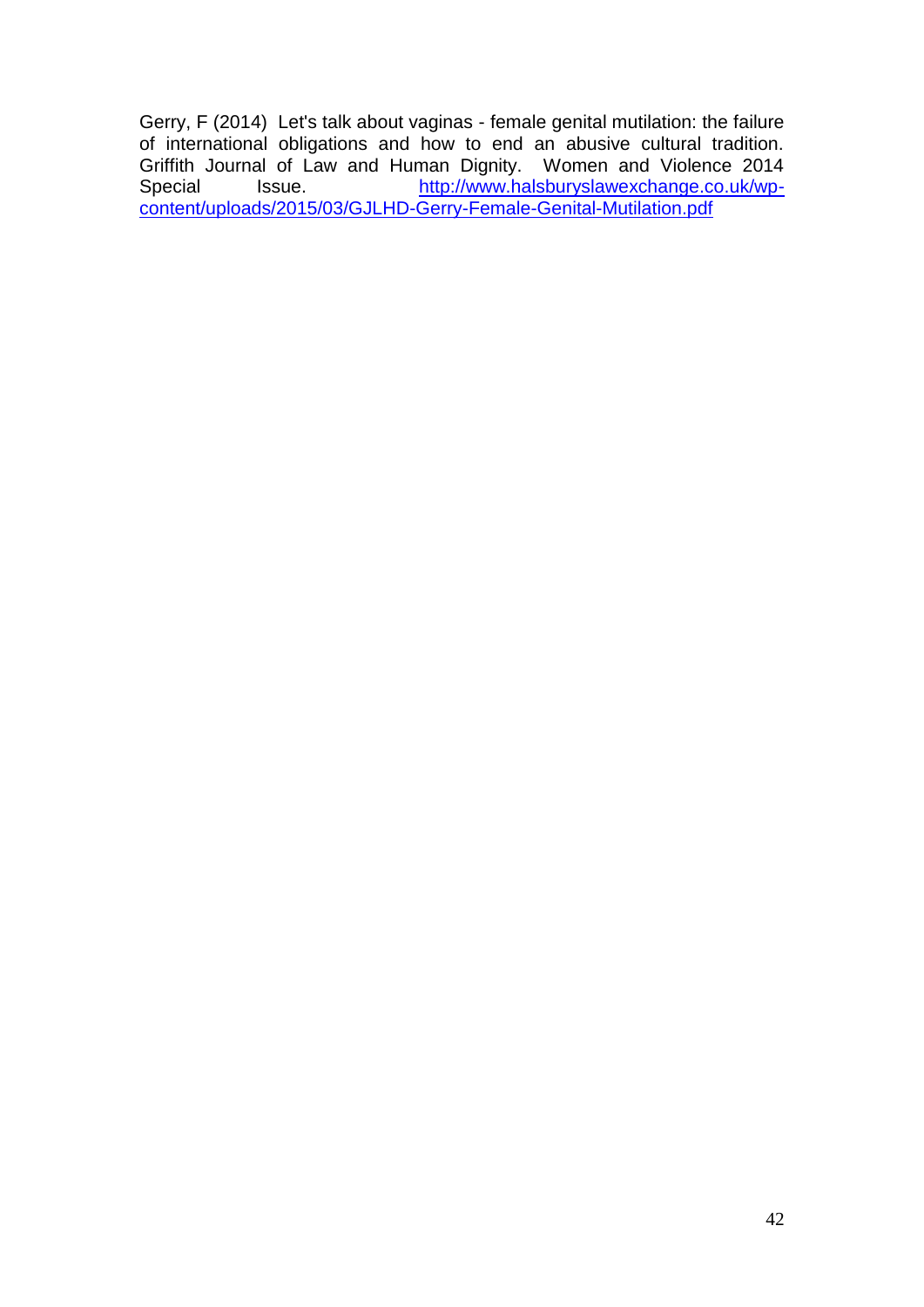Gerry, F (2014) Let's talk about vaginas - female genital mutilation: the failure of international obligations and how to end an abusive cultural tradition. Griffith Journal of Law and Human Dignity. Women and Violence 2014 Special Issue. http://www.halsburyslawexchange.co.uk/wp-content/uploads/2015/03/GJLHD-Gerry-Female-Genital-Mutilation.pdf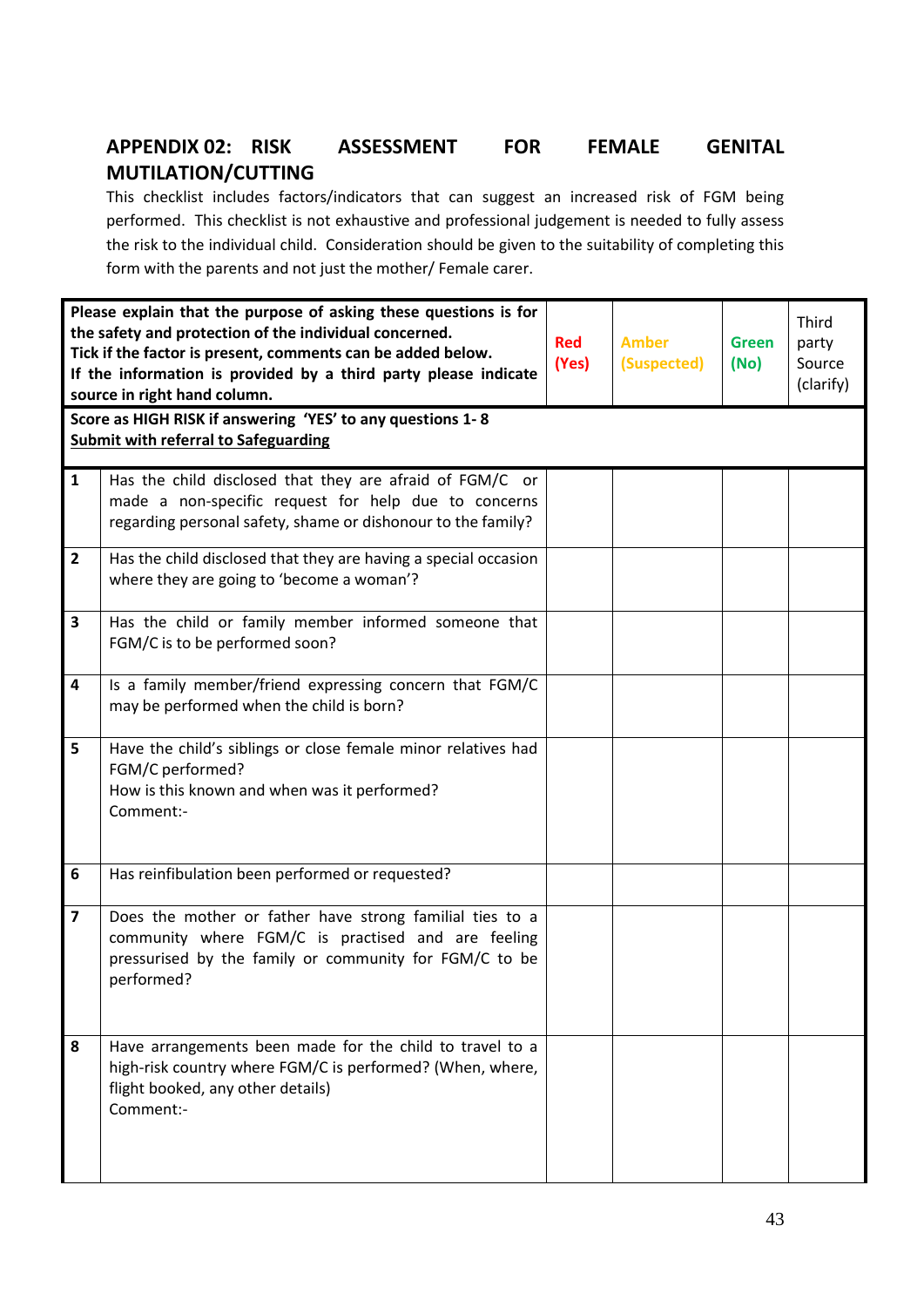## APPENDIX 02: RISK ASSESSMENT FOR FEMALE GENITAL MUTILATION/CUTTING

This checklist includes factors/indicators that can suggest an increased risk of FGM being performed. This checklist is not exhaustive and professional judgement is needed to fully assess the risk to the individual child. Consideration should be given to the suitability of completing this form with the parents and not just the mother/ Female carer.

| | **Please explain that the purpose of asking these questions is for the safety and protection of the individual concerned.**<br>**Tick if the factor is present, comments can be added below.**<br>**If the information is provided by a third party please indicate source in right hand column.** | **Red (Yes)** | **Amber (Suspected)** | **Green (No)** | Third party Source (clarify) |
|---|---|---|---|---|---|
| | **Score as HIGH RISK if answering 'YES' to any questions 1- 8**<br>**<u>Submit with referral to Safeguarding</u>** | | | | |
| **1** | Has the child disclosed that they are afraid of FGM/C or made a non-specific request for help due to concerns regarding personal safety, shame or dishonour to the family? | | | | |
| **2** | Has the child disclosed that they are having a special occasion where they are going to 'become a woman'? | | | | |
| **3** | Has the child or family member informed someone that FGM/C is to be performed soon? | | | | |
| **4** | Is a family member/friend expressing concern that FGM/C may be performed when the child is born? | | | | |
| **5** | Have the child's siblings or close female minor relatives had FGM/C performed?<br>How is this known and when was it performed?<br>Comment:- | | | | |
| **6** | Has reinfibulation been performed or requested? | | | | |
| **7** | Does the mother or father have strong familial ties to a community where FGM/C is practised and are feeling pressurised by the family or community for FGM/C to be performed? | | | | |
| **8** | Have arrangements been made for the child to travel to a high-risk country where FGM/C is performed? (When, where, flight booked, any other details)<br>Comment:- | | | | |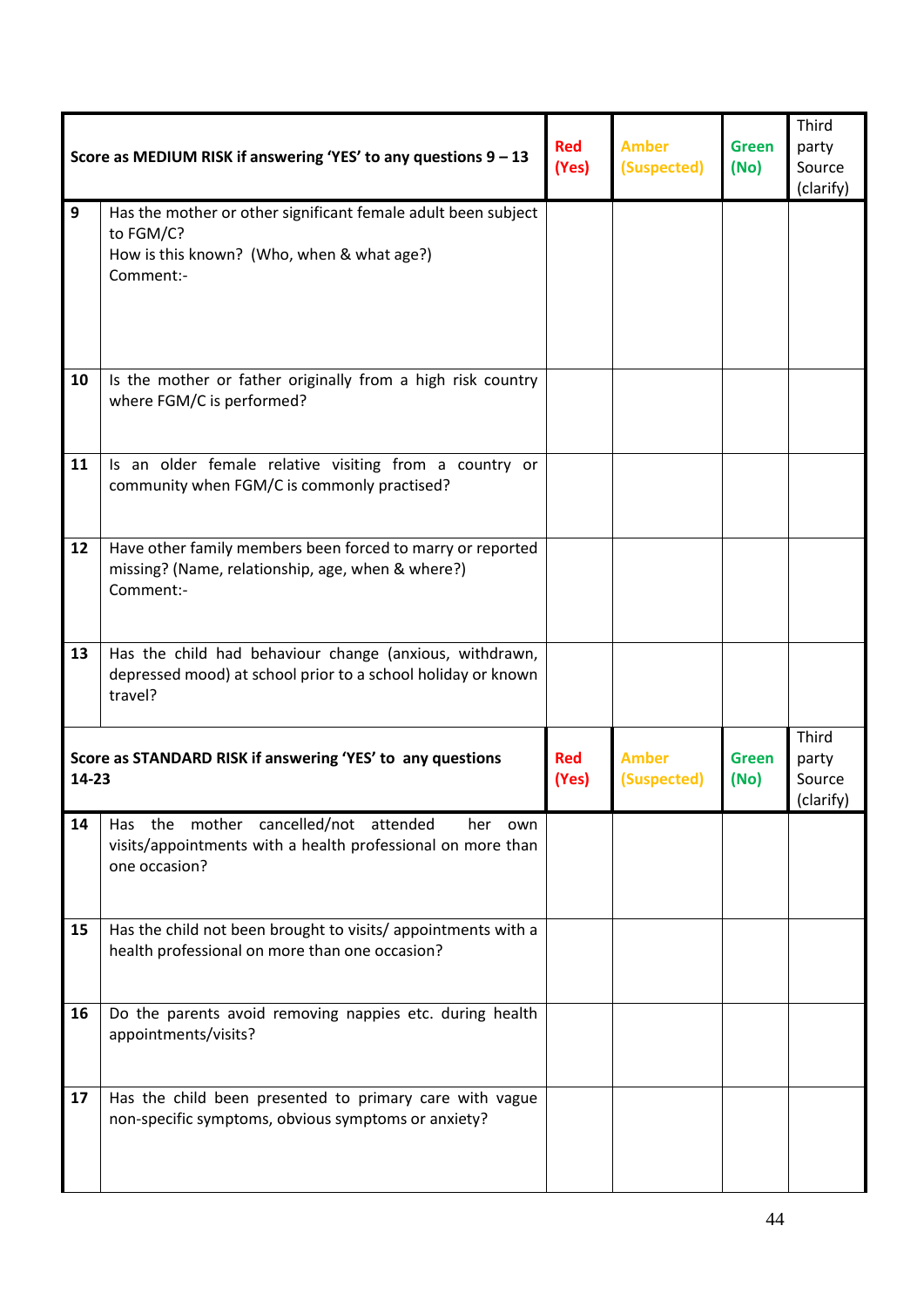| Score as MEDIUM RISK if answering 'YES' to any questions 9 – 13 | | Red (Yes) | Amber (Suspected) | Green (No) | Third party Source (clarify) |
|---|---|---|---|---|---|
| 9 | Has the mother or other significant female adult been subject to FGM/C?<br>How is this known? (Who, when & what age?)<br>Comment:- | | | | |
| 10 | Is the mother or father originally from a high risk country where FGM/C is performed? | | | | |
| 11 | Is an older female relative visiting from a country or community when FGM/C is commonly practised? | | | | |
| 12 | Have other family members been forced to marry or reported missing? (Name, relationship, age, when & where?)<br>Comment:- | | | | |
| 13 | Has the child had behaviour change (anxious, withdrawn, depressed mood) at school prior to a school holiday or known travel? | | | | |
| **Score as STANDARD RISK if answering 'YES' to any questions 14-23** | | **Red (Yes)** | **Amber (Suspected)** | **Green (No)** | **Third party Source (clarify)** |
| 14 | Has the mother cancelled/not attended her own visits/appointments with a health professional on more than one occasion? | | | | |
| 15 | Has the child not been brought to visits/ appointments with a health professional on more than one occasion? | | | | |
| 16 | Do the parents avoid removing nappies etc. during health appointments/visits? | | | | |
| 17 | Has the child been presented to primary care with vague non-specific symptoms, obvious symptoms or anxiety? | | | | |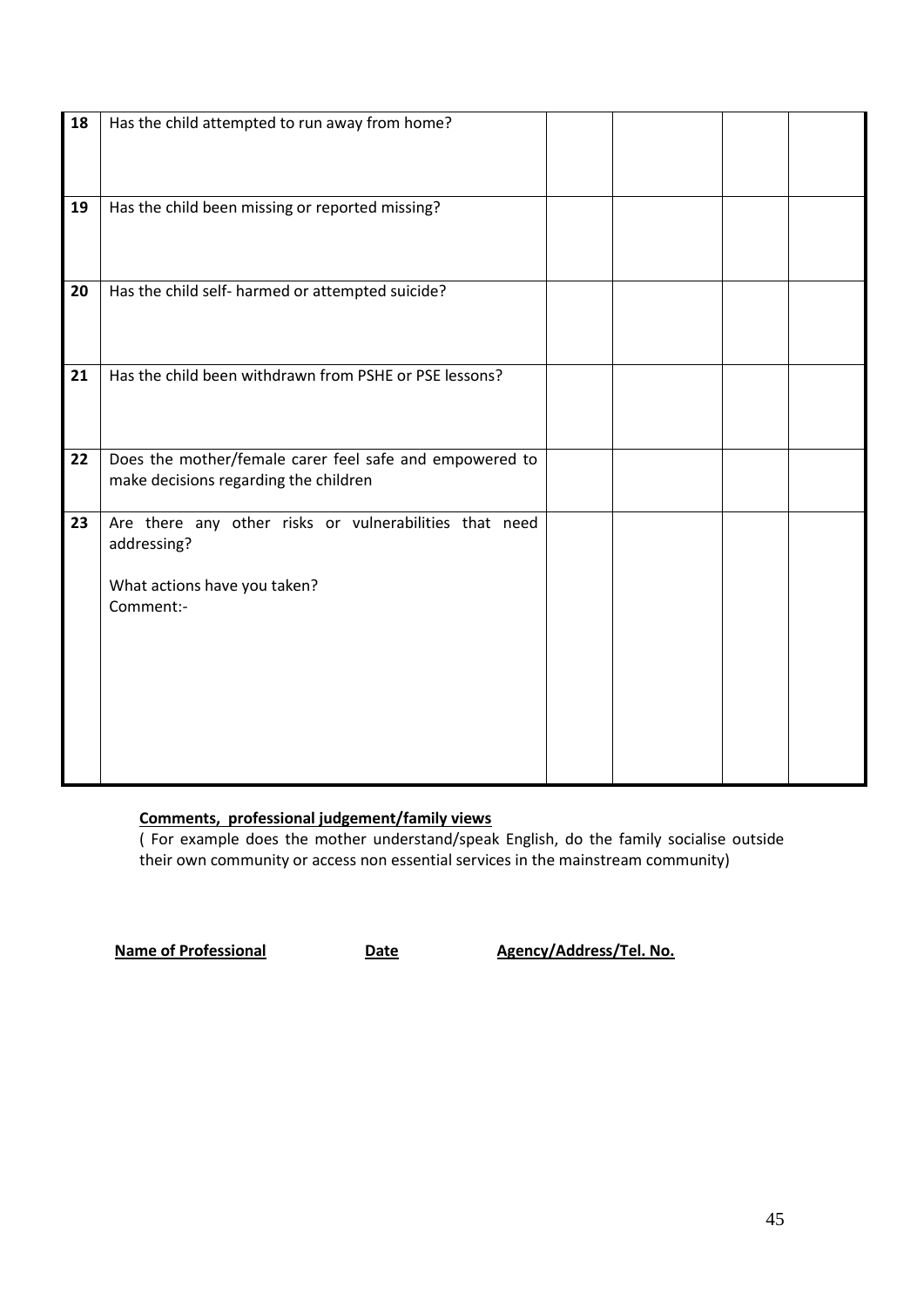| | | | | | |
|---|---|---|---|---|---|
| **18** | Has the child attempted to run away from home? | | | | |
| **19** | Has the child been missing or reported missing? | | | | |
| **20** | Has the child self- harmed or attempted suicide? | | | | |
| **21** | Has the child been withdrawn from PSHE or PSE lessons? | | | | |
| **22** | Does the mother/female carer feel safe and empowered to make decisions regarding the children | | | | |
| **23** | Are there any other risks or vulnerabilities that need addressing?<br><br>What actions have you taken?<br>Comment:- | | | | |

**Comments, professional judgement/family views**

( For example does the mother understand/speak English, do the family socialise outside their own community or access non essential services in the mainstream community)

**Name of Professional** **Date** **Agency/Address/Tel. No.**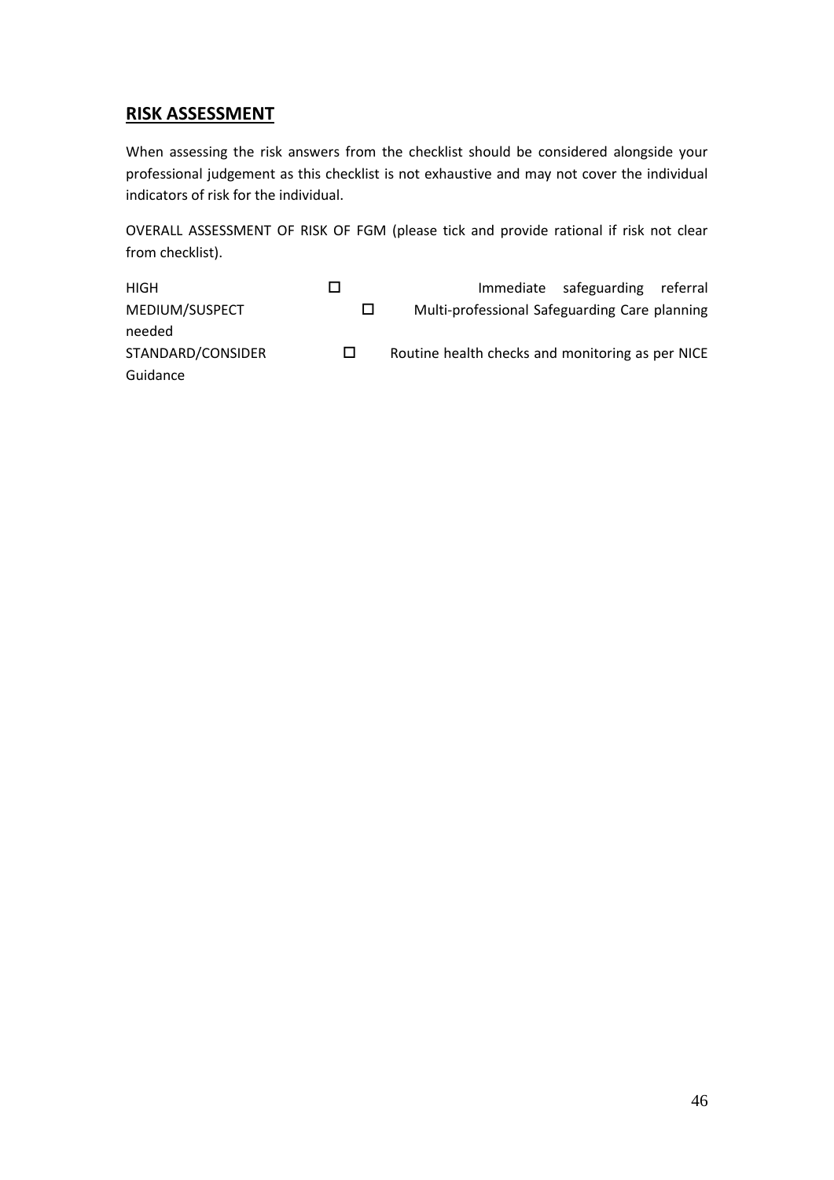## RISK ASSESSMENT

When assessing the risk answers from the checklist should be considered alongside your professional judgement as this checklist is not exhaustive and may not cover the individual indicators of risk for the individual.

OVERALL ASSESSMENT OF RISK OF FGM (please tick and provide rational if risk not clear from checklist).

HIGH ☐ Immediate safeguarding referral

MEDIUM/SUSPECT ☐ Multi-professional Safeguarding Care planning needed

STANDARD/CONSIDER ☐ Routine health checks and monitoring as per NICE Guidance